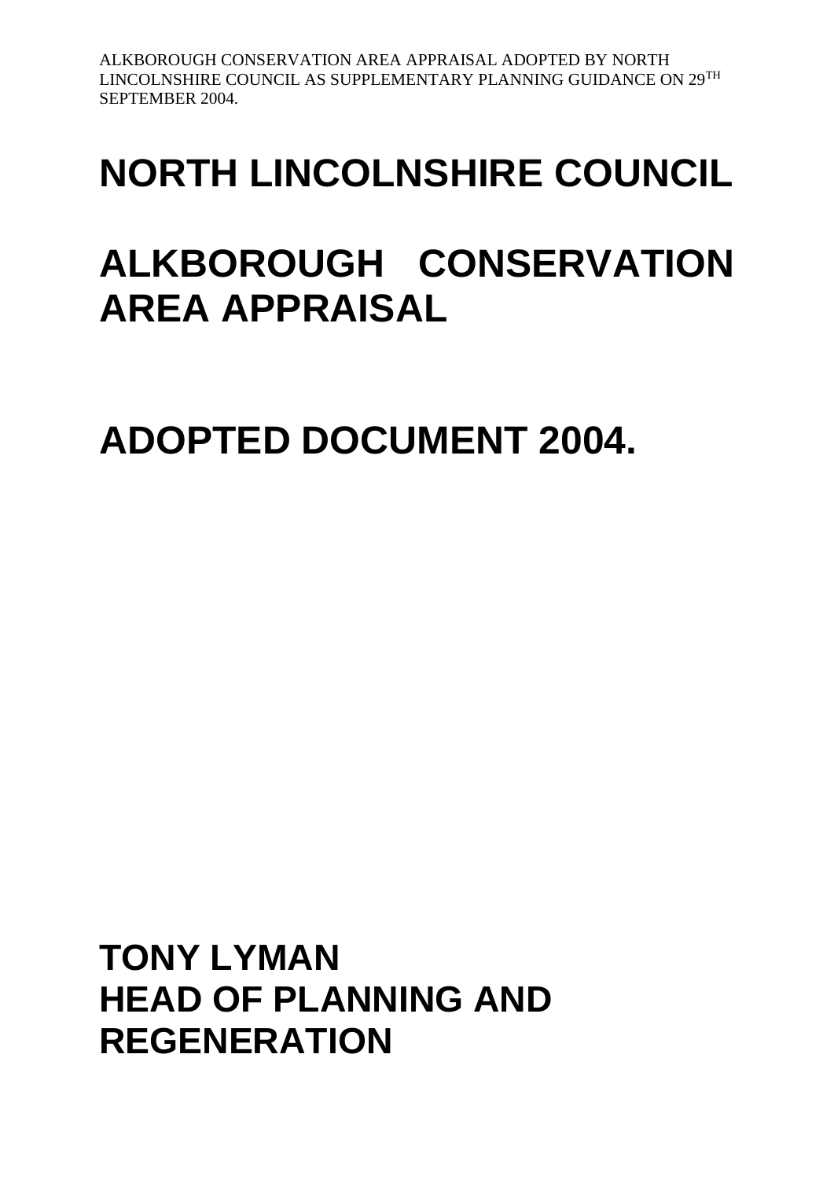ALKBOROUGH CONSERVATION AREA APPRAISAL ADOPTED BY NORTH LINCOLNSHIRE COUNCIL AS SUPPLEMENTARY PLANNING GUIDANCE ON 29TH SEPTEMBER 2004.

# NORTH LINCOLNSHIRE COUNCIL

# ALKBOROUGH CONSERVATION AREA APPRAISAL

# ADOPTED DOCUMENT 2004.

## TONY LYMAN
## HEAD OF PLANNING AND REGENERATION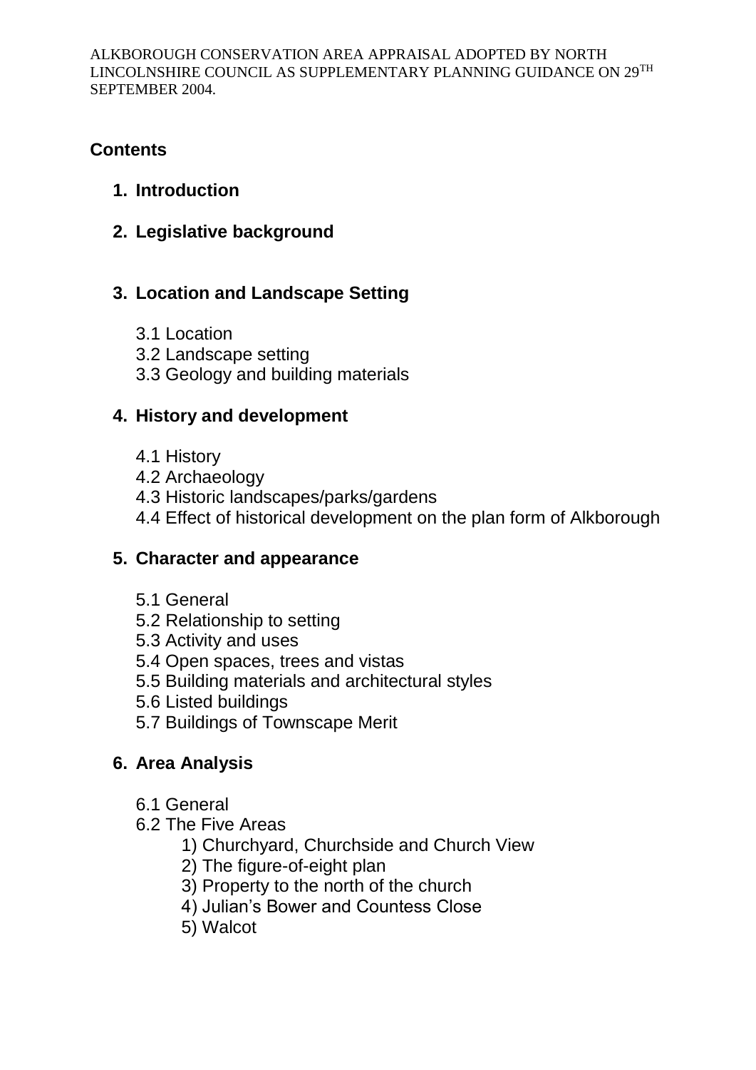ALKBOROUGH CONSERVATION AREA APPRAISAL ADOPTED BY NORTH LINCOLNSHIRE COUNCIL AS SUPPLEMENTARY PLANNING GUIDANCE ON 29TH SEPTEMBER 2004.

## Contents

1. **Introduction**
2. **Legislative background**
3. **Location and Landscape Setting**
   - 3.1 Location
   - 3.2 Landscape setting
   - 3.3 Geology and building materials
4. **History and development**
   - 4.1 History
   - 4.2 Archaeology
   - 4.3 Historic landscapes/parks/gardens
   - 4.4 Effect of historical development on the plan form of Alkborough
5. **Character and appearance**
   - 5.1 General
   - 5.2 Relationship to setting
   - 5.3 Activity and uses
   - 5.4 Open spaces, trees and vistas
   - 5.5 Building materials and architectural styles
   - 5.6 Listed buildings
   - 5.7 Buildings of Townscape Merit
6. **Area Analysis**
   - 6.1 General
   - 6.2 The Five Areas
     1) Churchyard, Churchside and Church View
     2) The figure-of-eight plan
     3) Property to the north of the church
     4) Julian's Bower and Countess Close
     5) Walcot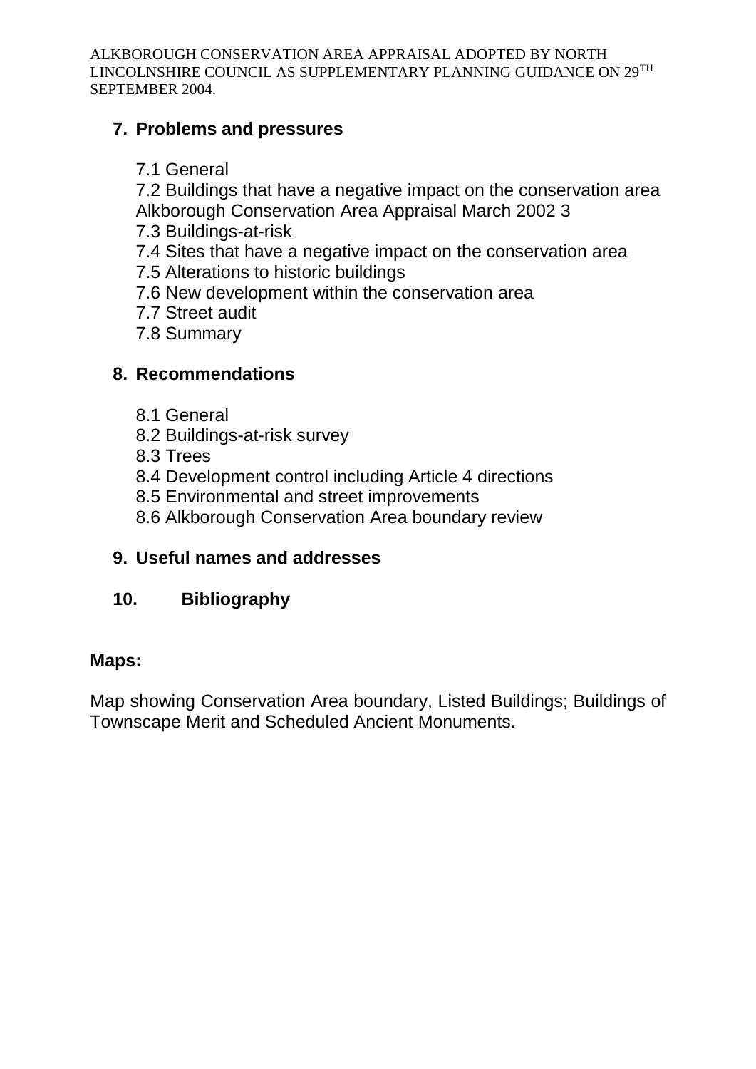## 7. Problems and pressures

7.1 General
7.2 Buildings that have a negative impact on the conservation area
Alkborough Conservation Area Appraisal March 2002 3
7.3 Buildings-at-risk
7.4 Sites that have a negative impact on the conservation area
7.5 Alterations to historic buildings
7.6 New development within the conservation area
7.7 Street audit
7.8 Summary

## 8. Recommendations

8.1 General
8.2 Buildings-at-risk survey
8.3 Trees
8.4 Development control including Article 4 directions
8.5 Environmental and street improvements
8.6 Alkborough Conservation Area boundary review

## 9. Useful names and addresses

## 10. Bibliography

**Maps:**

Map showing Conservation Area boundary, Listed Buildings; Buildings of Townscape Merit and Scheduled Ancient Monuments.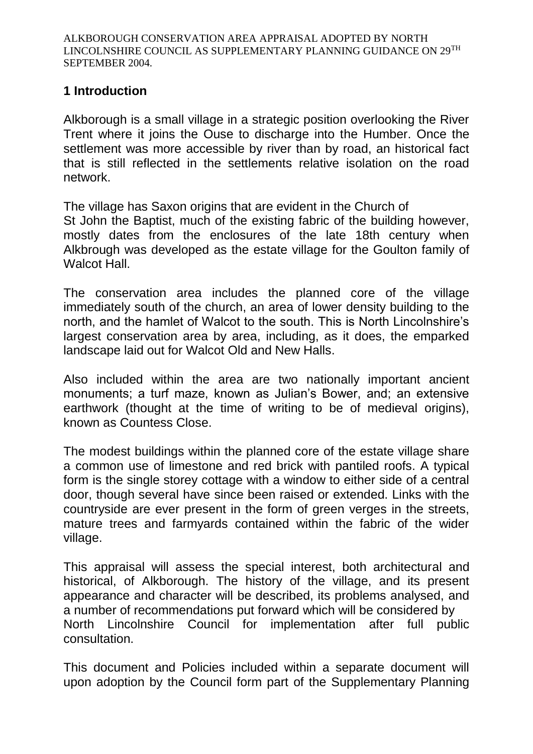ALKBOROUGH CONSERVATION AREA APPRAISAL ADOPTED BY NORTH LINCOLNSHIRE COUNCIL AS SUPPLEMENTARY PLANNING GUIDANCE ON 29TH SEPTEMBER 2004.

## 1 Introduction

Alkborough is a small village in a strategic position overlooking the River Trent where it joins the Ouse to discharge into the Humber. Once the settlement was more accessible by river than by road, an historical fact that is still reflected in the settlements relative isolation on the road network.

The village has Saxon origins that are evident in the Church of St John the Baptist, much of the existing fabric of the building however, mostly dates from the enclosures of the late 18th century when Alkbrough was developed as the estate village for the Goulton family of Walcot Hall.

The conservation area includes the planned core of the village immediately south of the church, an area of lower density building to the north, and the hamlet of Walcot to the south. This is North Lincolnshire's largest conservation area by area, including, as it does, the emparked landscape laid out for Walcot Old and New Halls.

Also included within the area are two nationally important ancient monuments; a turf maze, known as Julian's Bower, and; an extensive earthwork (thought at the time of writing to be of medieval origins), known as Countess Close.

The modest buildings within the planned core of the estate village share a common use of limestone and red brick with pantiled roofs. A typical form is the single storey cottage with a window to either side of a central door, though several have since been raised or extended. Links with the countryside are ever present in the form of green verges in the streets, mature trees and farmyards contained within the fabric of the wider village.

This appraisal will assess the special interest, both architectural and historical, of Alkborough. The history of the village, and its present appearance and character will be described, its problems analysed, and a number of recommendations put forward which will be considered by North Lincolnshire Council for implementation after full public consultation.

This document and Policies included within a separate document will upon adoption by the Council form part of the Supplementary Planning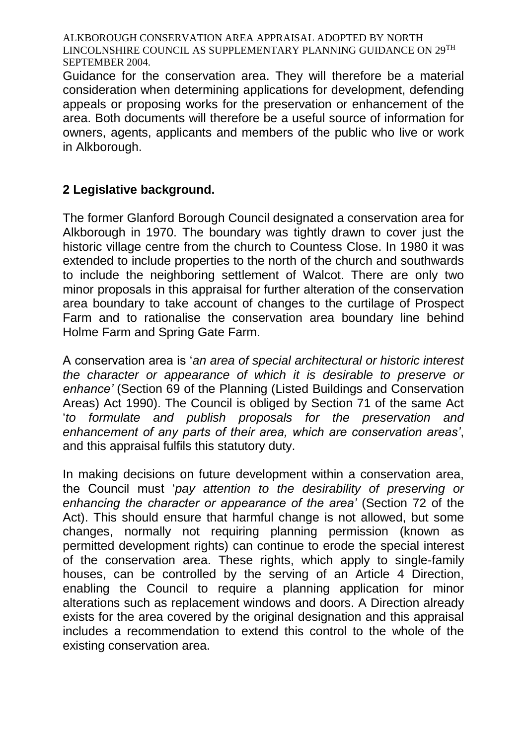Guidance for the conservation area. They will therefore be a material consideration when determining applications for development, defending appeals or proposing works for the preservation or enhancement of the area. Both documents will therefore be a useful source of information for owners, agents, applicants and members of the public who live or work in Alkborough.

## 2 Legislative background.

The former Glanford Borough Council designated a conservation area for Alkborough in 1970. The boundary was tightly drawn to cover just the historic village centre from the church to Countess Close. In 1980 it was extended to include properties to the north of the church and southwards to include the neighboring settlement of Walcot. There are only two minor proposals in this appraisal for further alteration of the conservation area boundary to take account of changes to the curtilage of Prospect Farm and to rationalise the conservation area boundary line behind Holme Farm and Spring Gate Farm.

A conservation area is '*an area of special architectural or historic interest the character or appearance of which it is desirable to preserve or enhance'* (Section 69 of the Planning (Listed Buildings and Conservation Areas) Act 1990). The Council is obliged by Section 71 of the same Act '*to formulate and publish proposals for the preservation and enhancement of any parts of their area, which are conservation areas'*, and this appraisal fulfils this statutory duty.

In making decisions on future development within a conservation area, the Council must '*pay attention to the desirability of preserving or enhancing the character or appearance of the area'* (Section 72 of the Act). This should ensure that harmful change is not allowed, but some changes, normally not requiring planning permission (known as permitted development rights) can continue to erode the special interest of the conservation area. These rights, which apply to single-family houses, can be controlled by the serving of an Article 4 Direction, enabling the Council to require a planning application for minor alterations such as replacement windows and doors. A Direction already exists for the area covered by the original designation and this appraisal includes a recommendation to extend this control to the whole of the existing conservation area.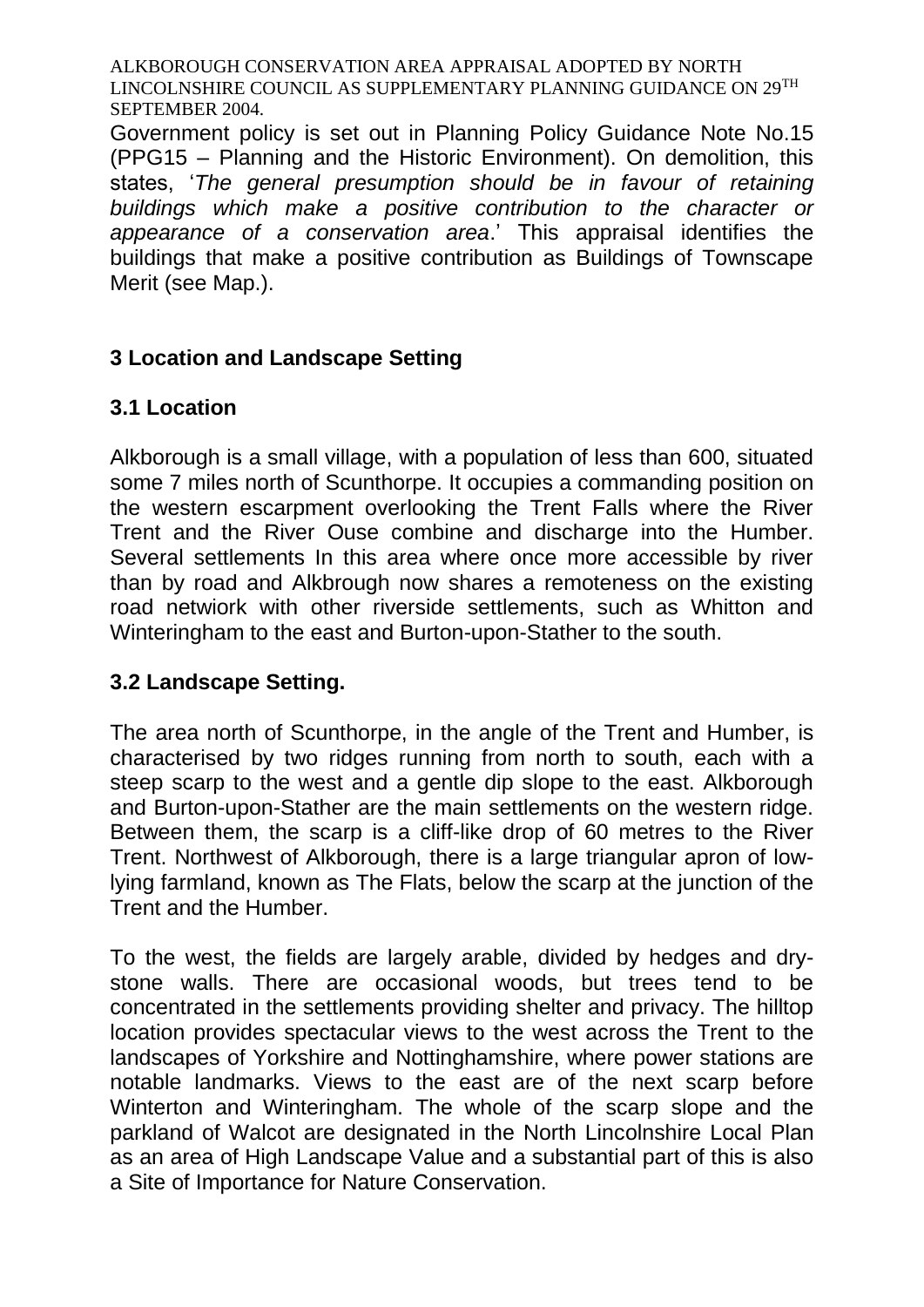Government policy is set out in Planning Policy Guidance Note No.15 (PPG15 – Planning and the Historic Environment). On demolition, this states, '*The general presumption should be in favour of retaining buildings which make a positive contribution to the character or appearance of a conservation area*.' This appraisal identifies the buildings that make a positive contribution as Buildings of Townscape Merit (see Map.).

## 3 Location and Landscape Setting

### 3.1 Location

Alkborough is a small village, with a population of less than 600, situated some 7 miles north of Scunthorpe. It occupies a commanding position on the western escarpment overlooking the Trent Falls where the River Trent and the River Ouse combine and discharge into the Humber. Several settlements In this area where once more accessible by river than by road and Alkbrough now shares a remoteness on the existing road netwiork with other riverside settlements, such as Whitton and Winteringham to the east and Burton-upon-Stather to the south.

### 3.2 Landscape Setting.

The area north of Scunthorpe, in the angle of the Trent and Humber, is characterised by two ridges running from north to south, each with a steep scarp to the west and a gentle dip slope to the east. Alkborough and Burton-upon-Stather are the main settlements on the western ridge. Between them, the scarp is a cliff-like drop of 60 metres to the River Trent. Northwest of Alkborough, there is a large triangular apron of low-lying farmland, known as The Flats, below the scarp at the junction of the Trent and the Humber.

To the west, the fields are largely arable, divided by hedges and dry-stone walls. There are occasional woods, but trees tend to be concentrated in the settlements providing shelter and privacy. The hilltop location provides spectacular views to the west across the Trent to the landscapes of Yorkshire and Nottinghamshire, where power stations are notable landmarks. Views to the east are of the next scarp before Winterton and Winteringham. The whole of the scarp slope and the parkland of Walcot are designated in the North Lincolnshire Local Plan as an area of High Landscape Value and a substantial part of this is also a Site of Importance for Nature Conservation.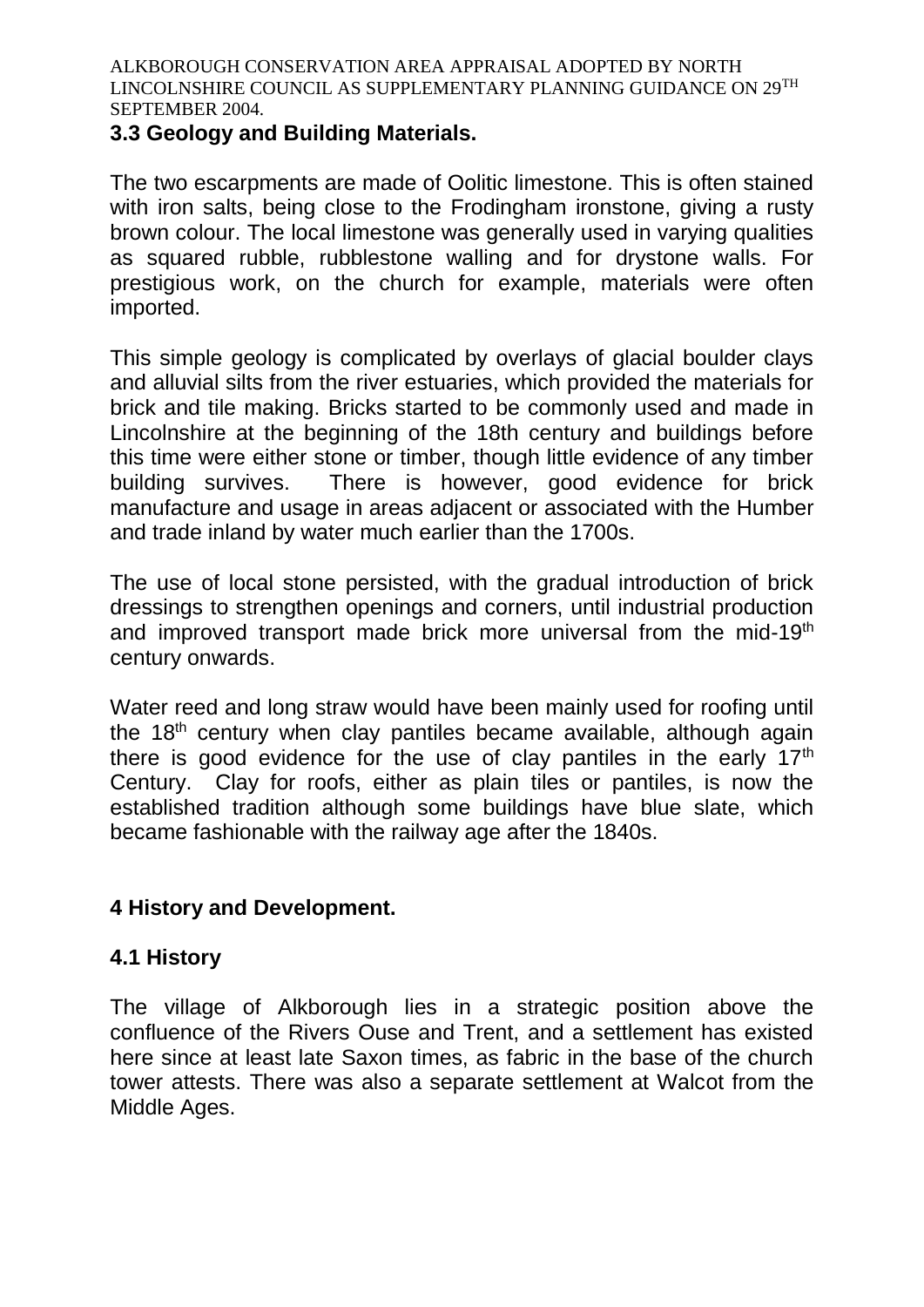### 3.3 Geology and Building Materials.

The two escarpments are made of Oolitic limestone. This is often stained with iron salts, being close to the Frodingham ironstone, giving a rusty brown colour. The local limestone was generally used in varying qualities as squared rubble, rubblestone walling and for drystone walls. For prestigious work, on the church for example, materials were often imported.

This simple geology is complicated by overlays of glacial boulder clays and alluvial silts from the river estuaries, which provided the materials for brick and tile making. Bricks started to be commonly used and made in Lincolnshire at the beginning of the 18th century and buildings before this time were either stone or timber, though little evidence of any timber building survives. There is however, good evidence for brick manufacture and usage in areas adjacent or associated with the Humber and trade inland by water much earlier than the 1700s.

The use of local stone persisted, with the gradual introduction of brick dressings to strengthen openings and corners, until industrial production and improved transport made brick more universal from the mid-19th century onwards.

Water reed and long straw would have been mainly used for roofing until the 18th century when clay pantiles became available, although again there is good evidence for the use of clay pantiles in the early 17th Century. Clay for roofs, either as plain tiles or pantiles, is now the established tradition although some buildings have blue slate, which became fashionable with the railway age after the 1840s.

## 4 History and Development.

### 4.1 History

The village of Alkborough lies in a strategic position above the confluence of the Rivers Ouse and Trent, and a settlement has existed here since at least late Saxon times, as fabric in the base of the church tower attests. There was also a separate settlement at Walcot from the Middle Ages.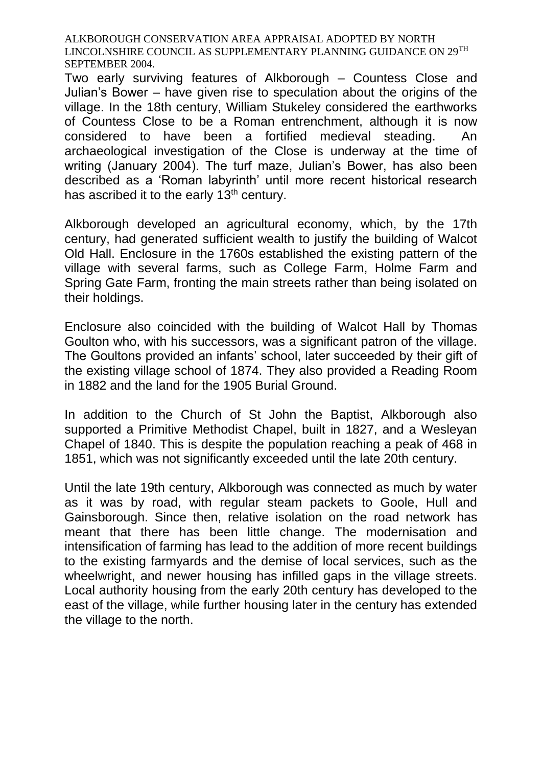Two early surviving features of Alkborough – Countess Close and Julian's Bower – have given rise to speculation about the origins of the village. In the 18th century, William Stukeley considered the earthworks of Countess Close to be a Roman entrenchment, although it is now considered to have been a fortified medieval steading. An archaeological investigation of the Close is underway at the time of writing (January 2004). The turf maze, Julian's Bower, has also been described as a 'Roman labyrinth' until more recent historical research has ascribed it to the early 13th century.

Alkborough developed an agricultural economy, which, by the 17th century, had generated sufficient wealth to justify the building of Walcot Old Hall. Enclosure in the 1760s established the existing pattern of the village with several farms, such as College Farm, Holme Farm and Spring Gate Farm, fronting the main streets rather than being isolated on their holdings.

Enclosure also coincided with the building of Walcot Hall by Thomas Goulton who, with his successors, was a significant patron of the village. The Goultons provided an infants' school, later succeeded by their gift of the existing village school of 1874. They also provided a Reading Room in 1882 and the land for the 1905 Burial Ground.

In addition to the Church of St John the Baptist, Alkborough also supported a Primitive Methodist Chapel, built in 1827, and a Wesleyan Chapel of 1840. This is despite the population reaching a peak of 468 in 1851, which was not significantly exceeded until the late 20th century.

Until the late 19th century, Alkborough was connected as much by water as it was by road, with regular steam packets to Goole, Hull and Gainsborough. Since then, relative isolation on the road network has meant that there has been little change. The modernisation and intensification of farming has lead to the addition of more recent buildings to the existing farmyards and the demise of local services, such as the wheelwright, and newer housing has infilled gaps in the village streets. Local authority housing from the early 20th century has developed to the east of the village, while further housing later in the century has extended the village to the north.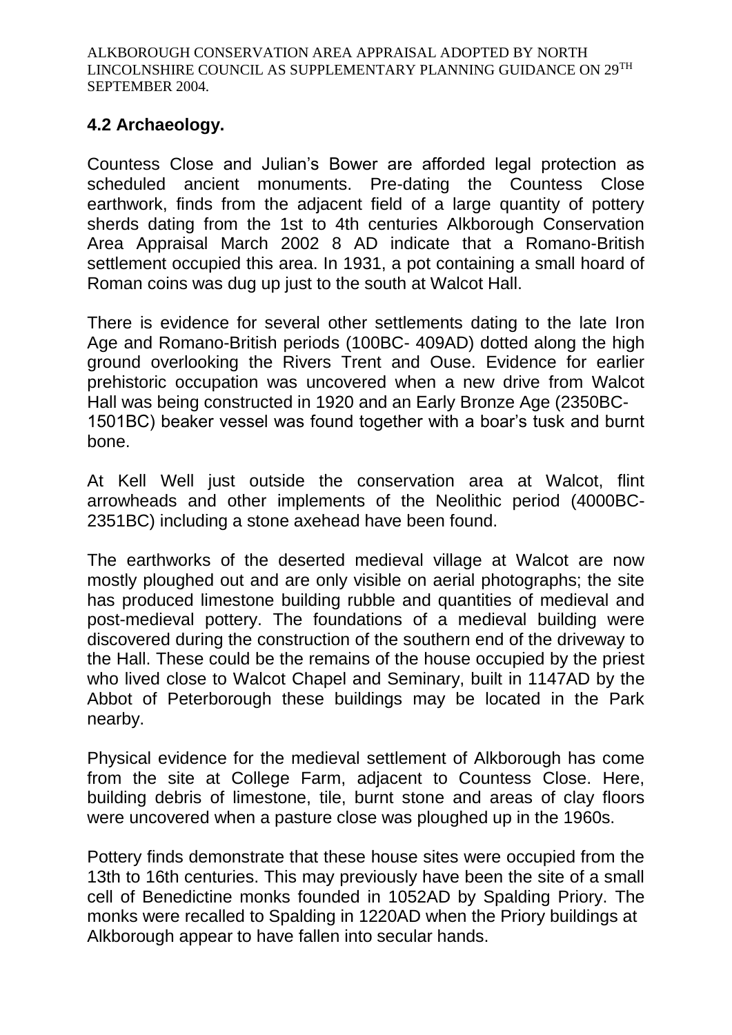## 4.2 Archaeology.

Countess Close and Julian's Bower are afforded legal protection as scheduled ancient monuments. Pre-dating the Countess Close earthwork, finds from the adjacent field of a large quantity of pottery sherds dating from the 1st to 4th centuries Alkborough Conservation Area Appraisal March 2002 8 AD indicate that a Romano-British settlement occupied this area. In 1931, a pot containing a small hoard of Roman coins was dug up just to the south at Walcot Hall.

There is evidence for several other settlements dating to the late Iron Age and Romano-British periods (100BC- 409AD) dotted along the high ground overlooking the Rivers Trent and Ouse. Evidence for earlier prehistoric occupation was uncovered when a new drive from Walcot Hall was being constructed in 1920 and an Early Bronze Age (2350BC-1501BC) beaker vessel was found together with a boar's tusk and burnt bone.

At Kell Well just outside the conservation area at Walcot, flint arrowheads and other implements of the Neolithic period (4000BC-2351BC) including a stone axehead have been found.

The earthworks of the deserted medieval village at Walcot are now mostly ploughed out and are only visible on aerial photographs; the site has produced limestone building rubble and quantities of medieval and post-medieval pottery. The foundations of a medieval building were discovered during the construction of the southern end of the driveway to the Hall. These could be the remains of the house occupied by the priest who lived close to Walcot Chapel and Seminary, built in 1147AD by the Abbot of Peterborough these buildings may be located in the Park nearby.

Physical evidence for the medieval settlement of Alkborough has come from the site at College Farm, adjacent to Countess Close. Here, building debris of limestone, tile, burnt stone and areas of clay floors were uncovered when a pasture close was ploughed up in the 1960s.

Pottery finds demonstrate that these house sites were occupied from the 13th to 16th centuries. This may previously have been the site of a small cell of Benedictine monks founded in 1052AD by Spalding Priory. The monks were recalled to Spalding in 1220AD when the Priory buildings at Alkborough appear to have fallen into secular hands.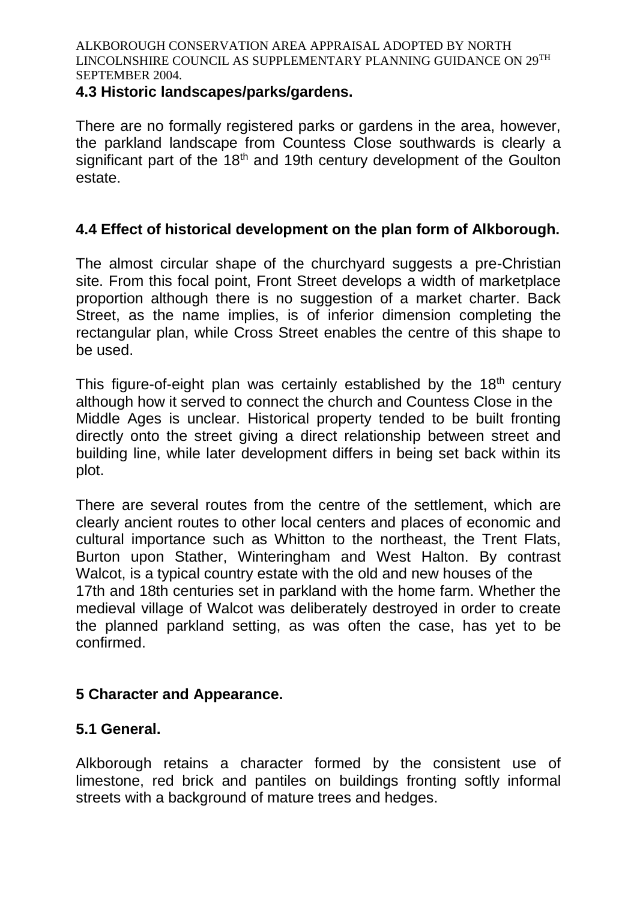### 4.3 Historic landscapes/parks/gardens.

There are no formally registered parks or gardens in the area, however, the parkland landscape from Countess Close southwards is clearly a significant part of the 18th and 19th century development of the Goulton estate.

### 4.4 Effect of historical development on the plan form of Alkborough.

The almost circular shape of the churchyard suggests a pre-Christian site. From this focal point, Front Street develops a width of marketplace proportion although there is no suggestion of a market charter. Back Street, as the name implies, is of inferior dimension completing the rectangular plan, while Cross Street enables the centre of this shape to be used.

This figure-of-eight plan was certainly established by the 18th century although how it served to connect the church and Countess Close in the Middle Ages is unclear. Historical property tended to be built fronting directly onto the street giving a direct relationship between street and building line, while later development differs in being set back within its plot.

There are several routes from the centre of the settlement, which are clearly ancient routes to other local centers and places of economic and cultural importance such as Whitton to the northeast, the Trent Flats, Burton upon Stather, Winteringham and West Halton. By contrast Walcot, is a typical country estate with the old and new houses of the 17th and 18th centuries set in parkland with the home farm. Whether the medieval village of Walcot was deliberately destroyed in order to create the planned parkland setting, as was often the case, has yet to be confirmed.

## 5 Character and Appearance.

### 5.1 General.

Alkborough retains a character formed by the consistent use of limestone, red brick and pantiles on buildings fronting softly informal streets with a background of mature trees and hedges.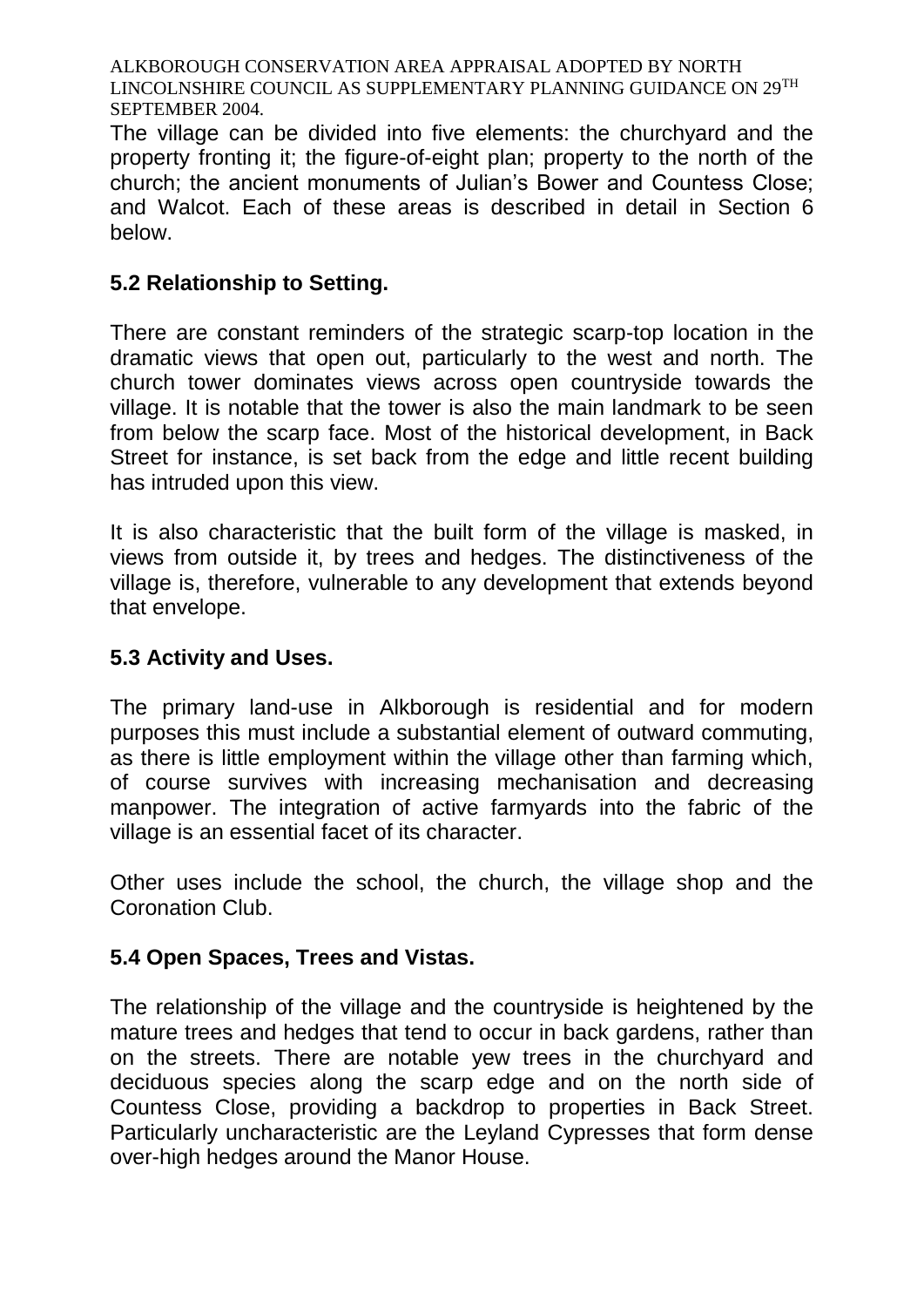The village can be divided into five elements: the churchyard and the property fronting it; the figure-of-eight plan; property to the north of the church; the ancient monuments of Julian's Bower and Countess Close; and Walcot. Each of these areas is described in detail in Section 6 below.

## 5.2 Relationship to Setting.

There are constant reminders of the strategic scarp-top location in the dramatic views that open out, particularly to the west and north. The church tower dominates views across open countryside towards the village. It is notable that the tower is also the main landmark to be seen from below the scarp face. Most of the historical development, in Back Street for instance, is set back from the edge and little recent building has intruded upon this view.

It is also characteristic that the built form of the village is masked, in views from outside it, by trees and hedges. The distinctiveness of the village is, therefore, vulnerable to any development that extends beyond that envelope.

## 5.3 Activity and Uses.

The primary land-use in Alkborough is residential and for modern purposes this must include a substantial element of outward commuting, as there is little employment within the village other than farming which, of course survives with increasing mechanisation and decreasing manpower. The integration of active farmyards into the fabric of the village is an essential facet of its character.

Other uses include the school, the church, the village shop and the Coronation Club.

## 5.4 Open Spaces, Trees and Vistas.

The relationship of the village and the countryside is heightened by the mature trees and hedges that tend to occur in back gardens, rather than on the streets. There are notable yew trees in the churchyard and deciduous species along the scarp edge and on the north side of Countess Close, providing a backdrop to properties in Back Street. Particularly uncharacteristic are the Leyland Cypresses that form dense over-high hedges around the Manor House.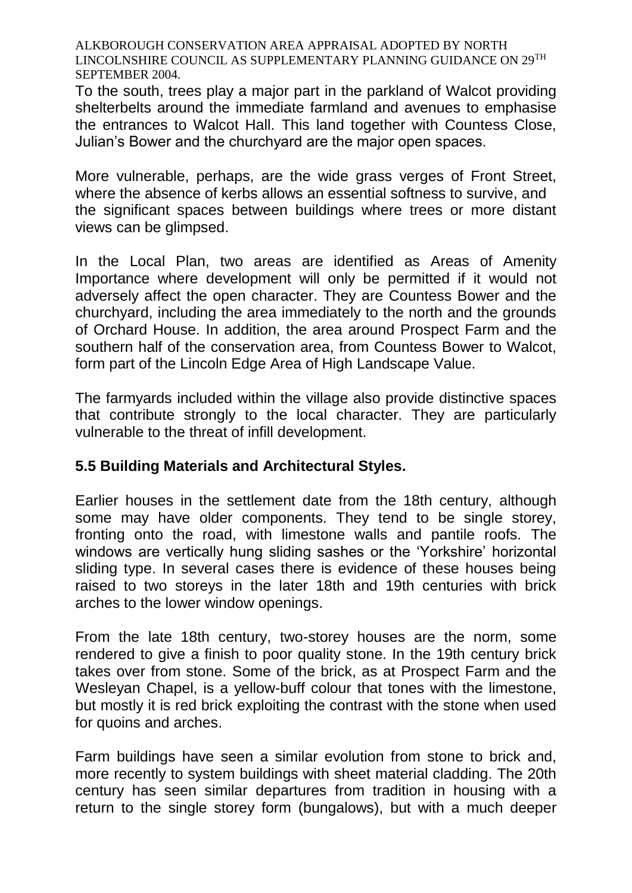To the south, trees play a major part in the parkland of Walcot providing shelterbelts around the immediate farmland and avenues to emphasise the entrances to Walcot Hall. This land together with Countess Close, Julian's Bower and the churchyard are the major open spaces.

More vulnerable, perhaps, are the wide grass verges of Front Street, where the absence of kerbs allows an essential softness to survive, and the significant spaces between buildings where trees or more distant views can be glimpsed.

In the Local Plan, two areas are identified as Areas of Amenity Importance where development will only be permitted if it would not adversely affect the open character. They are Countess Bower and the churchyard, including the area immediately to the north and the grounds of Orchard House. In addition, the area around Prospect Farm and the southern half of the conservation area, from Countess Bower to Walcot, form part of the Lincoln Edge Area of High Landscape Value.

The farmyards included within the village also provide distinctive spaces that contribute strongly to the local character. They are particularly vulnerable to the threat of infill development.

## 5.5 Building Materials and Architectural Styles.

Earlier houses in the settlement date from the 18th century, although some may have older components. They tend to be single storey, fronting onto the road, with limestone walls and pantile roofs. The windows are vertically hung sliding sashes or the 'Yorkshire' horizontal sliding type. In several cases there is evidence of these houses being raised to two storeys in the later 18th and 19th centuries with brick arches to the lower window openings.

From the late 18th century, two-storey houses are the norm, some rendered to give a finish to poor quality stone. In the 19th century brick takes over from stone. Some of the brick, as at Prospect Farm and the Wesleyan Chapel, is a yellow-buff colour that tones with the limestone, but mostly it is red brick exploiting the contrast with the stone when used for quoins and arches.

Farm buildings have seen a similar evolution from stone to brick and, more recently to system buildings with sheet material cladding. The 20th century has seen similar departures from tradition in housing with a return to the single storey form (bungalows), but with a much deeper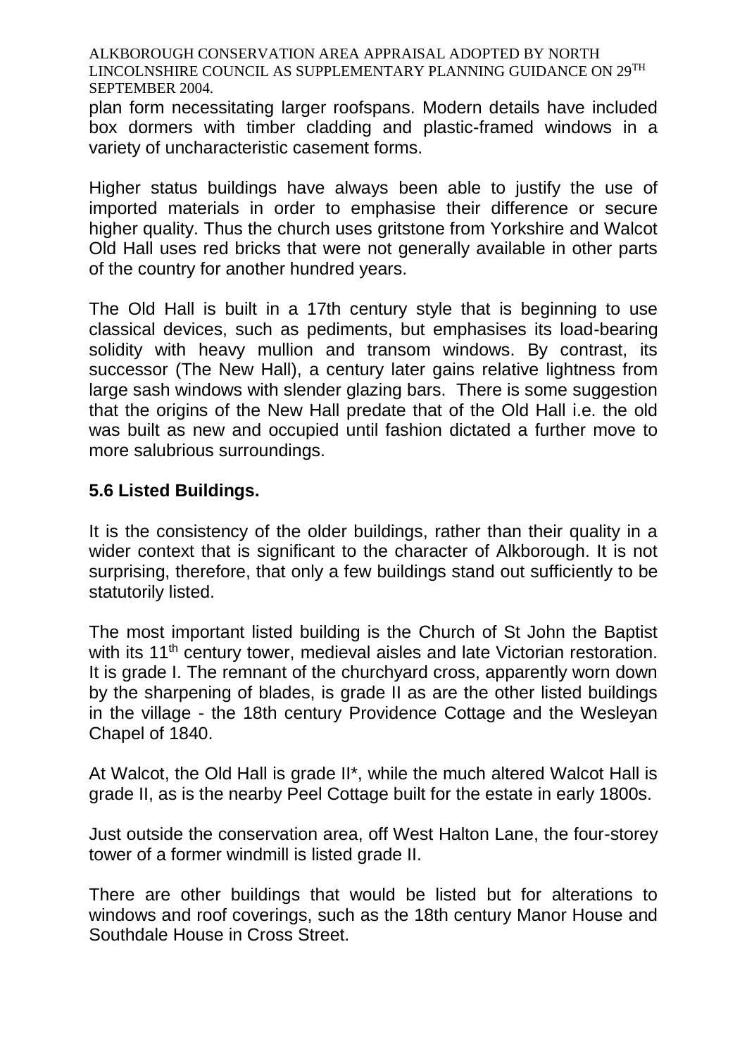plan form necessitating larger roofspans. Modern details have included box dormers with timber cladding and plastic-framed windows in a variety of uncharacteristic casement forms.

Higher status buildings have always been able to justify the use of imported materials in order to emphasise their difference or secure higher quality. Thus the church uses gritstone from Yorkshire and Walcot Old Hall uses red bricks that were not generally available in other parts of the country for another hundred years.

The Old Hall is built in a 17th century style that is beginning to use classical devices, such as pediments, but emphasises its load-bearing solidity with heavy mullion and transom windows. By contrast, its successor (The New Hall), a century later gains relative lightness from large sash windows with slender glazing bars. There is some suggestion that the origins of the New Hall predate that of the Old Hall i.e. the old was built as new and occupied until fashion dictated a further move to more salubrious surroundings.

## 5.6 Listed Buildings.

It is the consistency of the older buildings, rather than their quality in a wider context that is significant to the character of Alkborough. It is not surprising, therefore, that only a few buildings stand out sufficiently to be statutorily listed.

The most important listed building is the Church of St John the Baptist with its 11th century tower, medieval aisles and late Victorian restoration. It is grade I. The remnant of the churchyard cross, apparently worn down by the sharpening of blades, is grade II as are the other listed buildings in the village - the 18th century Providence Cottage and the Wesleyan Chapel of 1840.

At Walcot, the Old Hall is grade II*, while the much altered Walcot Hall is grade II, as is the nearby Peel Cottage built for the estate in early 1800s.

Just outside the conservation area, off West Halton Lane, the four-storey tower of a former windmill is listed grade II.

There are other buildings that would be listed but for alterations to windows and roof coverings, such as the 18th century Manor House and Southdale House in Cross Street.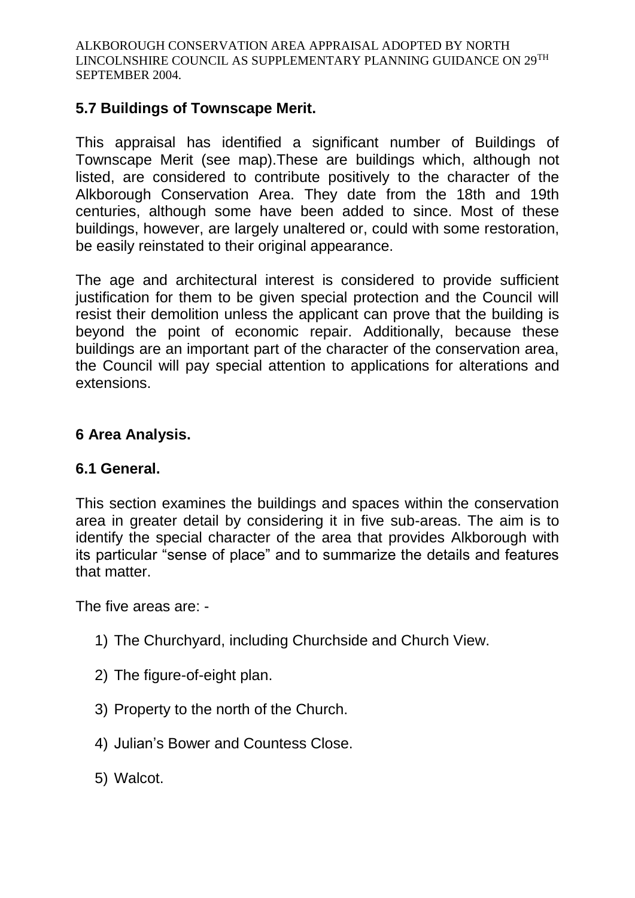## 5.7 Buildings of Townscape Merit.

This appraisal has identified a significant number of Buildings of Townscape Merit (see map).These are buildings which, although not listed, are considered to contribute positively to the character of the Alkborough Conservation Area. They date from the 18th and 19th centuries, although some have been added to since. Most of these buildings, however, are largely unaltered or, could with some restoration, be easily reinstated to their original appearance.

The age and architectural interest is considered to provide sufficient justification for them to be given special protection and the Council will resist their demolition unless the applicant can prove that the building is beyond the point of economic repair. Additionally, because these buildings are an important part of the character of the conservation area, the Council will pay special attention to applications for alterations and extensions.

## 6 Area Analysis.

### 6.1 General.

This section examines the buildings and spaces within the conservation area in greater detail by considering it in five sub-areas. The aim is to identify the special character of the area that provides Alkborough with its particular "sense of place" and to summarize the details and features that matter.

The five areas are: -

1) The Churchyard, including Churchside and Church View.
2) The figure-of-eight plan.
3) Property to the north of the Church.
4) Julian's Bower and Countess Close.
5) Walcot.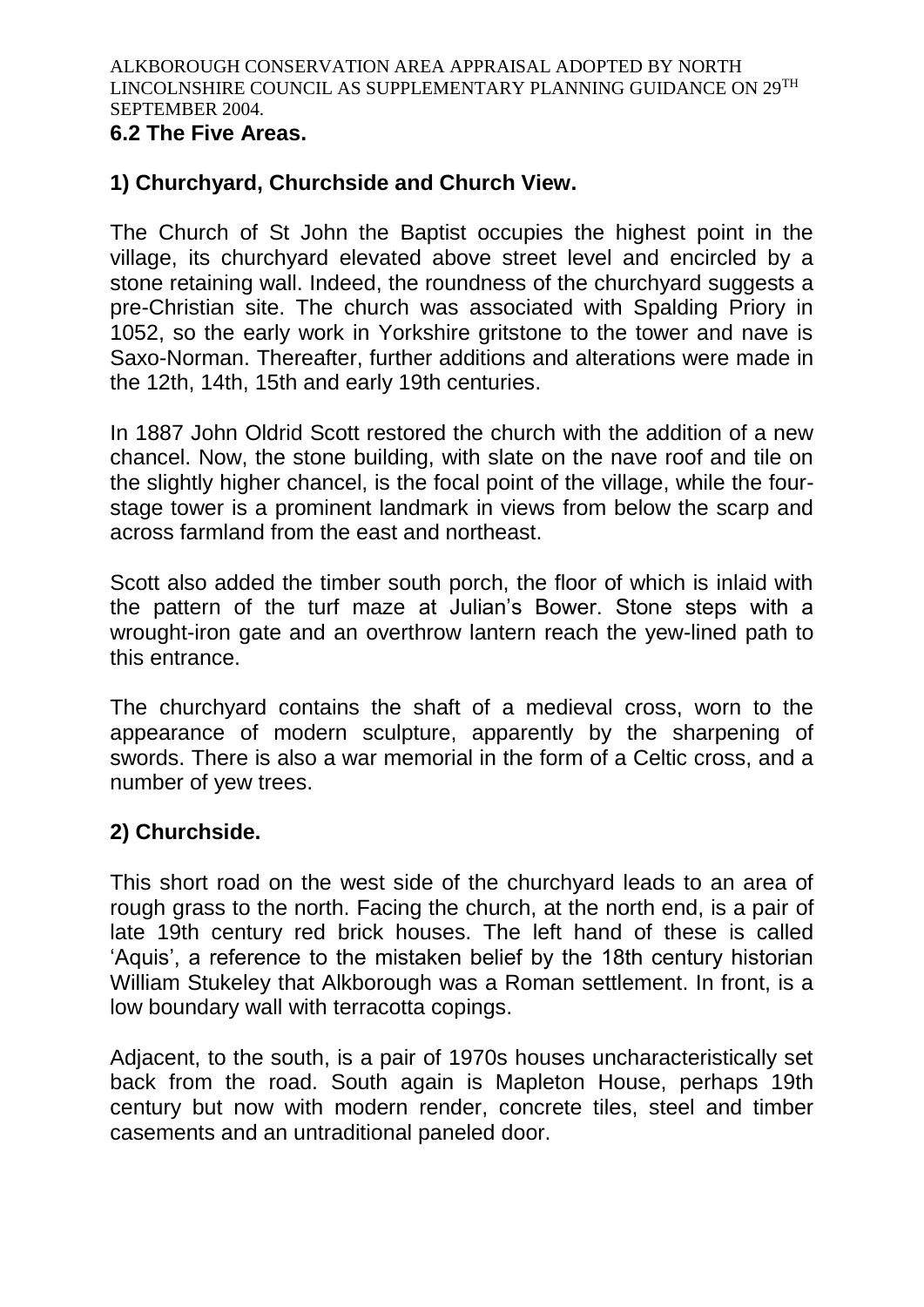## 6.2 The Five Areas.

### 1) Churchyard, Churchside and Church View.

The Church of St John the Baptist occupies the highest point in the village, its churchyard elevated above street level and encircled by a stone retaining wall. Indeed, the roundness of the churchyard suggests a pre-Christian site. The church was associated with Spalding Priory in 1052, so the early work in Yorkshire gritstone to the tower and nave is Saxo-Norman. Thereafter, further additions and alterations were made in the 12th, 14th, 15th and early 19th centuries.

In 1887 John Oldrid Scott restored the church with the addition of a new chancel. Now, the stone building, with slate on the nave roof and tile on the slightly higher chancel, is the focal point of the village, while the four-stage tower is a prominent landmark in views from below the scarp and across farmland from the east and northeast.

Scott also added the timber south porch, the floor of which is inlaid with the pattern of the turf maze at Julian's Bower. Stone steps with a wrought-iron gate and an overthrow lantern reach the yew-lined path to this entrance.

The churchyard contains the shaft of a medieval cross, worn to the appearance of modern sculpture, apparently by the sharpening of swords. There is also a war memorial in the form of a Celtic cross, and a number of yew trees.

### 2) Churchside.

This short road on the west side of the churchyard leads to an area of rough grass to the north. Facing the church, at the north end, is a pair of late 19th century red brick houses. The left hand of these is called 'Aquis', a reference to the mistaken belief by the 18th century historian William Stukeley that Alkborough was a Roman settlement. In front, is a low boundary wall with terracotta copings.

Adjacent, to the south, is a pair of 1970s houses uncharacteristically set back from the road. South again is Mapleton House, perhaps 19th century but now with modern render, concrete tiles, steel and timber casements and an untraditional paneled door.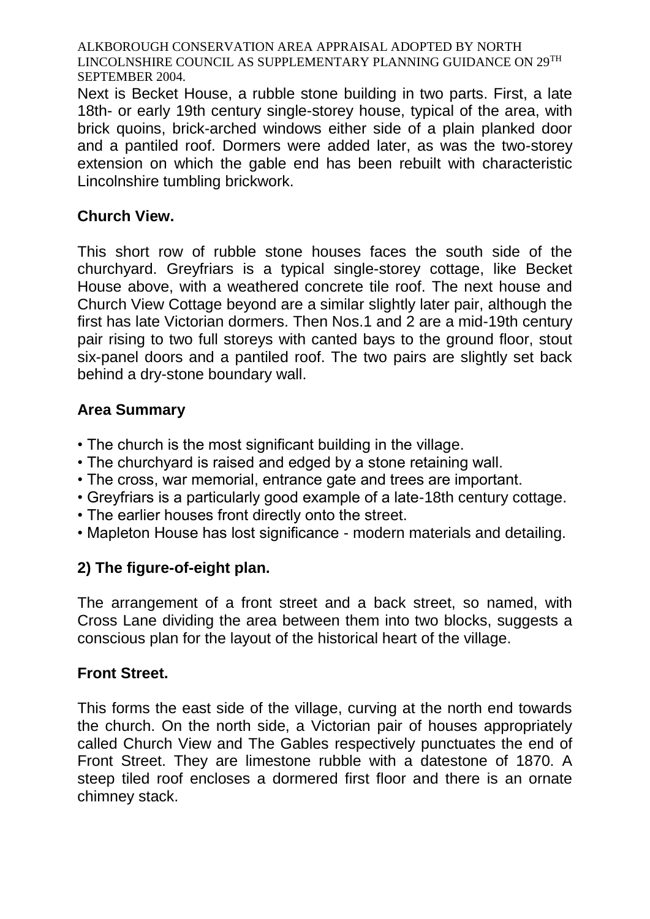Next is Becket House, a rubble stone building in two parts. First, a late 18th- or early 19th century single-storey house, typical of the area, with brick quoins, brick-arched windows either side of a plain planked door and a pantiled roof. Dormers were added later, as was the two-storey extension on which the gable end has been rebuilt with characteristic Lincolnshire tumbling brickwork.

**Church View.**

This short row of rubble stone houses faces the south side of the churchyard. Greyfriars is a typical single-storey cottage, like Becket House above, with a weathered concrete tile roof. The next house and Church View Cottage beyond are a similar slightly later pair, although the first has late Victorian dormers. Then Nos.1 and 2 are a mid-19th century pair rising to two full storeys with canted bays to the ground floor, stout six-panel doors and a pantiled roof. The two pairs are slightly set back behind a dry-stone boundary wall.

**Area Summary**

- The church is the most significant building in the village.
- The churchyard is raised and edged by a stone retaining wall.
- The cross, war memorial, entrance gate and trees are important.
- Greyfriars is a particularly good example of a late-18th century cottage.
- The earlier houses front directly onto the street.
- Mapleton House has lost significance - modern materials and detailing.

**2) The figure-of-eight plan.**

The arrangement of a front street and a back street, so named, with Cross Lane dividing the area between them into two blocks, suggests a conscious plan for the layout of the historical heart of the village.

**Front Street.**

This forms the east side of the village, curving at the north end towards the church. On the north side, a Victorian pair of houses appropriately called Church View and The Gables respectively punctuates the end of Front Street. They are limestone rubble with a datestone of 1870. A steep tiled roof encloses a dormered first floor and there is an ornate chimney stack.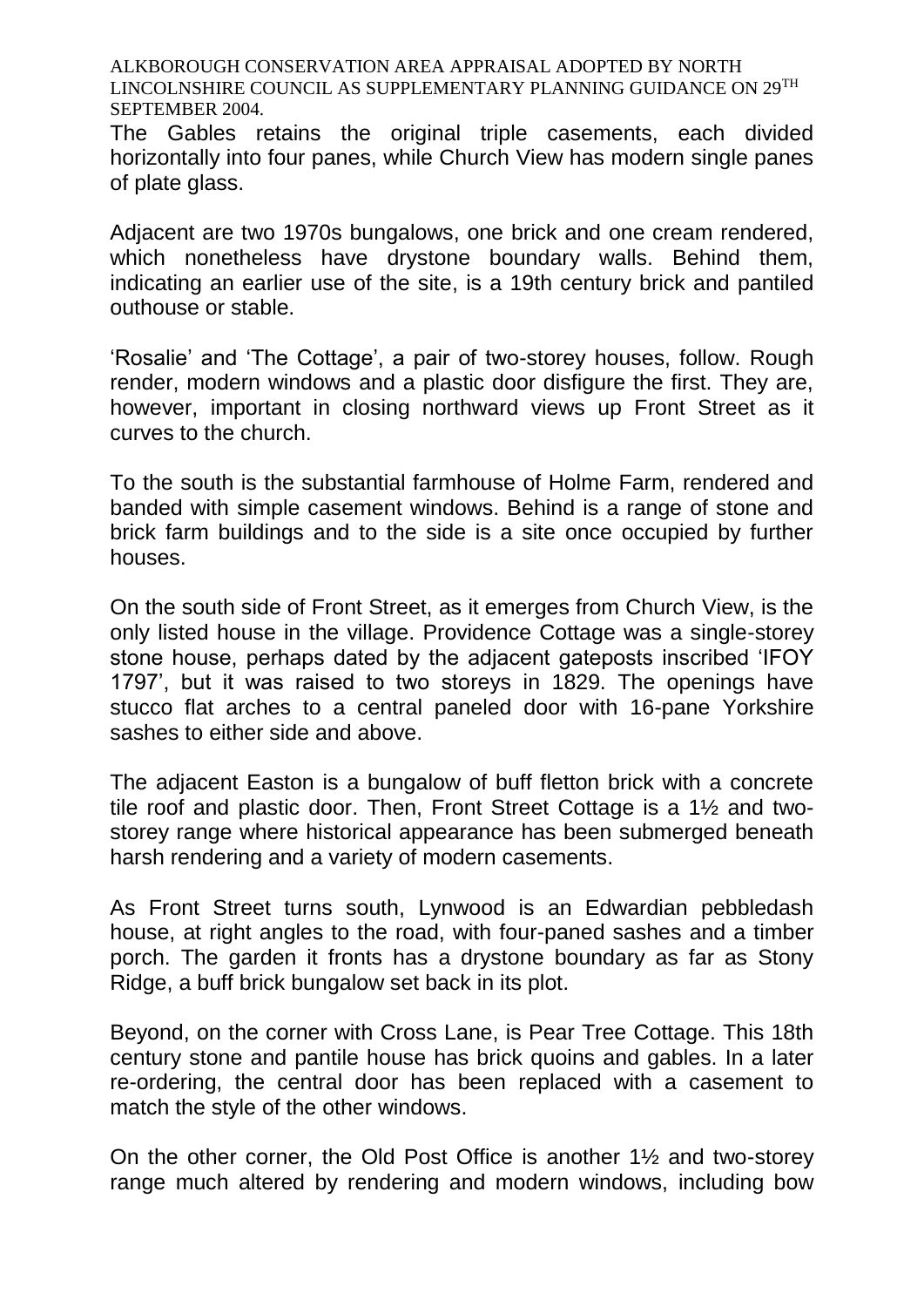The Gables retains the original triple casements, each divided horizontally into four panes, while Church View has modern single panes of plate glass.

Adjacent are two 1970s bungalows, one brick and one cream rendered, which nonetheless have drystone boundary walls. Behind them, indicating an earlier use of the site, is a 19th century brick and pantiled outhouse or stable.

'Rosalie' and 'The Cottage', a pair of two-storey houses, follow. Rough render, modern windows and a plastic door disfigure the first. They are, however, important in closing northward views up Front Street as it curves to the church.

To the south is the substantial farmhouse of Holme Farm, rendered and banded with simple casement windows. Behind is a range of stone and brick farm buildings and to the side is a site once occupied by further houses.

On the south side of Front Street, as it emerges from Church View, is the only listed house in the village. Providence Cottage was a single-storey stone house, perhaps dated by the adjacent gateposts inscribed 'IFOY 1797', but it was raised to two storeys in 1829. The openings have stucco flat arches to a central paneled door with 16-pane Yorkshire sashes to either side and above.

The adjacent Easton is a bungalow of buff fletton brick with a concrete tile roof and plastic door. Then, Front Street Cottage is a 1½ and two-storey range where historical appearance has been submerged beneath harsh rendering and a variety of modern casements.

As Front Street turns south, Lynwood is an Edwardian pebbledash house, at right angles to the road, with four-paned sashes and a timber porch. The garden it fronts has a drystone boundary as far as Stony Ridge, a buff brick bungalow set back in its plot.

Beyond, on the corner with Cross Lane, is Pear Tree Cottage. This 18th century stone and pantile house has brick quoins and gables. In a later re-ordering, the central door has been replaced with a casement to match the style of the other windows.

On the other corner, the Old Post Office is another 1½ and two-storey range much altered by rendering and modern windows, including bow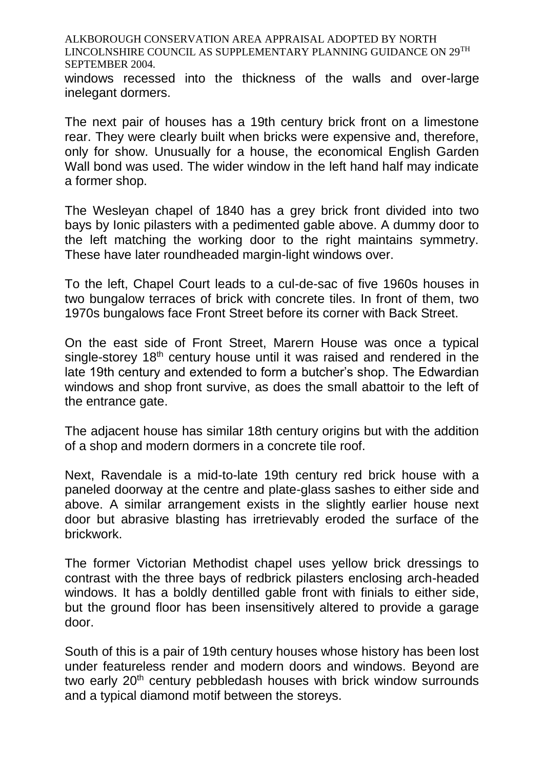windows recessed into the thickness of the walls and over-large inelegant dormers.

The next pair of houses has a 19th century brick front on a limestone rear. They were clearly built when bricks were expensive and, therefore, only for show. Unusually for a house, the economical English Garden Wall bond was used. The wider window in the left hand half may indicate a former shop.

The Wesleyan chapel of 1840 has a grey brick front divided into two bays by Ionic pilasters with a pedimented gable above. A dummy door to the left matching the working door to the right maintains symmetry. These have later roundheaded margin-light windows over.

To the left, Chapel Court leads to a cul-de-sac of five 1960s houses in two bungalow terraces of brick with concrete tiles. In front of them, two 1970s bungalows face Front Street before its corner with Back Street.

On the east side of Front Street, Marern House was once a typical single-storey 18th century house until it was raised and rendered in the late 19th century and extended to form a butcher's shop. The Edwardian windows and shop front survive, as does the small abattoir to the left of the entrance gate.

The adjacent house has similar 18th century origins but with the addition of a shop and modern dormers in a concrete tile roof.

Next, Ravendale is a mid-to-late 19th century red brick house with a paneled doorway at the centre and plate-glass sashes to either side and above. A similar arrangement exists in the slightly earlier house next door but abrasive blasting has irretrievably eroded the surface of the brickwork.

The former Victorian Methodist chapel uses yellow brick dressings to contrast with the three bays of redbrick pilasters enclosing arch-headed windows. It has a boldly dentilled gable front with finials to either side, but the ground floor has been insensitively altered to provide a garage door.

South of this is a pair of 19th century houses whose history has been lost under featureless render and modern doors and windows. Beyond are two early 20th century pebbledash houses with brick window surrounds and a typical diamond motif between the storeys.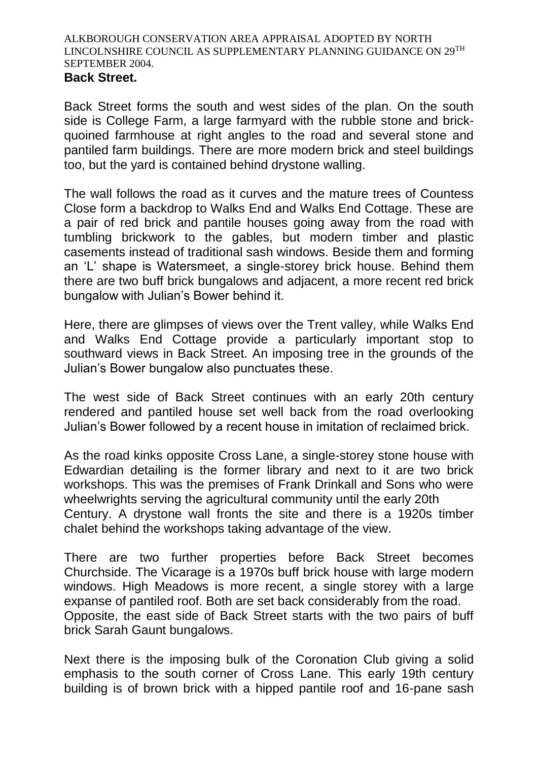**Back Street.**

Back Street forms the south and west sides of the plan. On the south side is College Farm, a large farmyard with the rubble stone and brick-quoined farmhouse at right angles to the road and several stone and pantiled farm buildings. There are more modern brick and steel buildings too, but the yard is contained behind drystone walling.

The wall follows the road as it curves and the mature trees of Countess Close form a backdrop to Walks End and Walks End Cottage. These are a pair of red brick and pantile houses going away from the road with tumbling brickwork to the gables, but modern timber and plastic casements instead of traditional sash windows. Beside them and forming an 'L' shape is Watersmeet, a single-storey brick house. Behind them there are two buff brick bungalows and adjacent, a more recent red brick bungalow with Julian's Bower behind it.

Here, there are glimpses of views over the Trent valley, while Walks End and Walks End Cottage provide a particularly important stop to southward views in Back Street. An imposing tree in the grounds of the Julian's Bower bungalow also punctuates these.

The west side of Back Street continues with an early 20th century rendered and pantiled house set well back from the road overlooking Julian's Bower followed by a recent house in imitation of reclaimed brick.

As the road kinks opposite Cross Lane, a single-storey stone house with Edwardian detailing is the former library and next to it are two brick workshops. This was the premises of Frank Drinkall and Sons who were wheelwrights serving the agricultural community until the early 20th Century. A drystone wall fronts the site and there is a 1920s timber chalet behind the workshops taking advantage of the view.

There are two further properties before Back Street becomes Churchside. The Vicarage is a 1970s buff brick house with large modern windows. High Meadows is more recent, a single storey with a large expanse of pantiled roof. Both are set back considerably from the road. Opposite, the east side of Back Street starts with the two pairs of buff brick Sarah Gaunt bungalows.

Next there is the imposing bulk of the Coronation Club giving a solid emphasis to the south corner of Cross Lane. This early 19th century building is of brown brick with a hipped pantile roof and 16-pane sash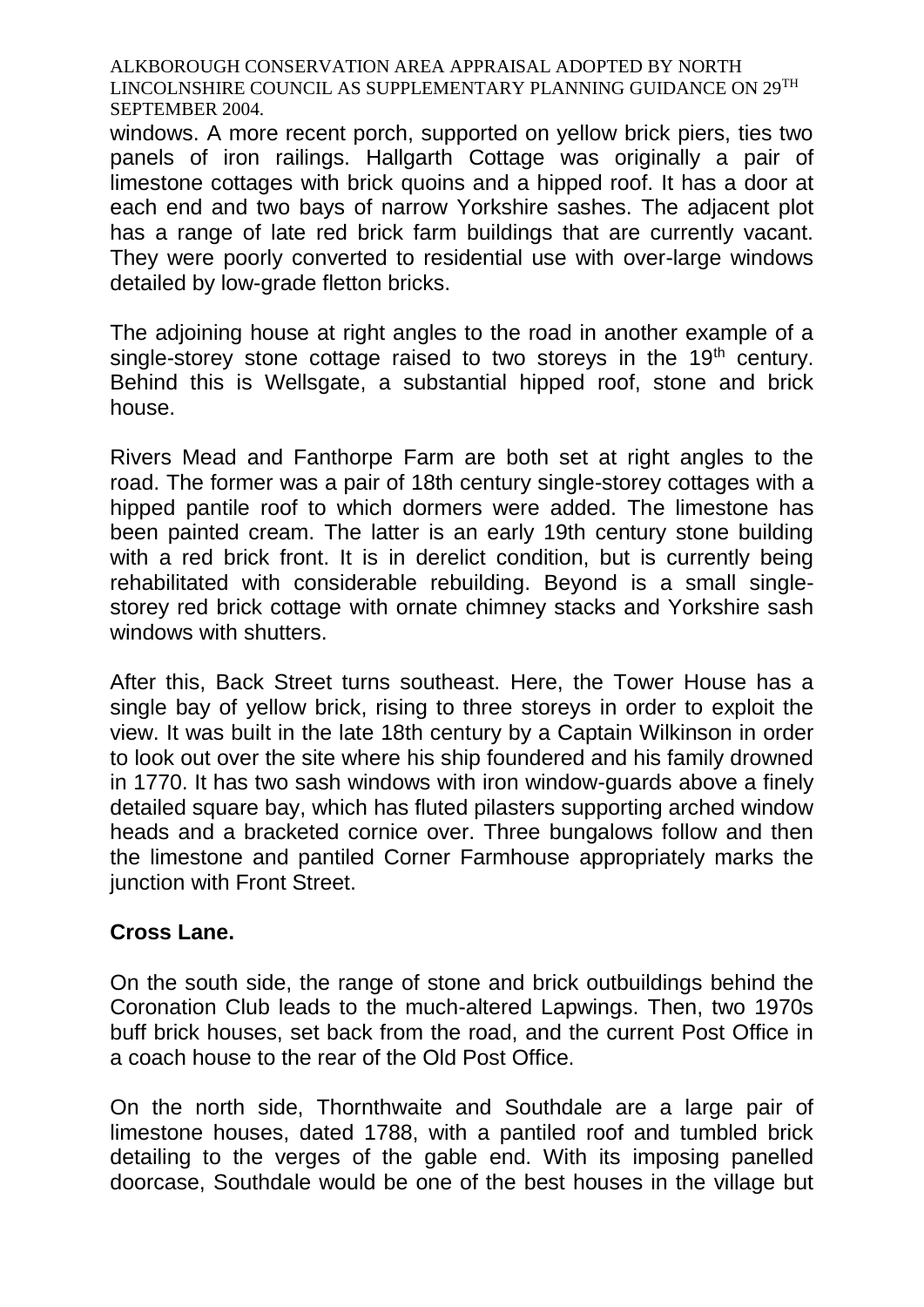windows. A more recent porch, supported on yellow brick piers, ties two panels of iron railings. Hallgarth Cottage was originally a pair of limestone cottages with brick quoins and a hipped roof. It has a door at each end and two bays of narrow Yorkshire sashes. The adjacent plot has a range of late red brick farm buildings that are currently vacant. They were poorly converted to residential use with over-large windows detailed by low-grade fletton bricks.

The adjoining house at right angles to the road in another example of a single-storey stone cottage raised to two storeys in the 19th century. Behind this is Wellsgate, a substantial hipped roof, stone and brick house.

Rivers Mead and Fanthorpe Farm are both set at right angles to the road. The former was a pair of 18th century single-storey cottages with a hipped pantile roof to which dormers were added. The limestone has been painted cream. The latter is an early 19th century stone building with a red brick front. It is in derelict condition, but is currently being rehabilitated with considerable rebuilding. Beyond is a small single-storey red brick cottage with ornate chimney stacks and Yorkshire sash windows with shutters.

After this, Back Street turns southeast. Here, the Tower House has a single bay of yellow brick, rising to three storeys in order to exploit the view. It was built in the late 18th century by a Captain Wilkinson in order to look out over the site where his ship foundered and his family drowned in 1770. It has two sash windows with iron window-guards above a finely detailed square bay, which has fluted pilasters supporting arched window heads and a bracketed cornice over. Three bungalows follow and then the limestone and pantiled Corner Farmhouse appropriately marks the junction with Front Street.

**Cross Lane.**

On the south side, the range of stone and brick outbuildings behind the Coronation Club leads to the much-altered Lapwings. Then, two 1970s buff brick houses, set back from the road, and the current Post Office in a coach house to the rear of the Old Post Office.

On the north side, Thornthwaite and Southdale are a large pair of limestone houses, dated 1788, with a pantiled roof and tumbled brick detailing to the verges of the gable end. With its imposing panelled doorcase, Southdale would be one of the best houses in the village but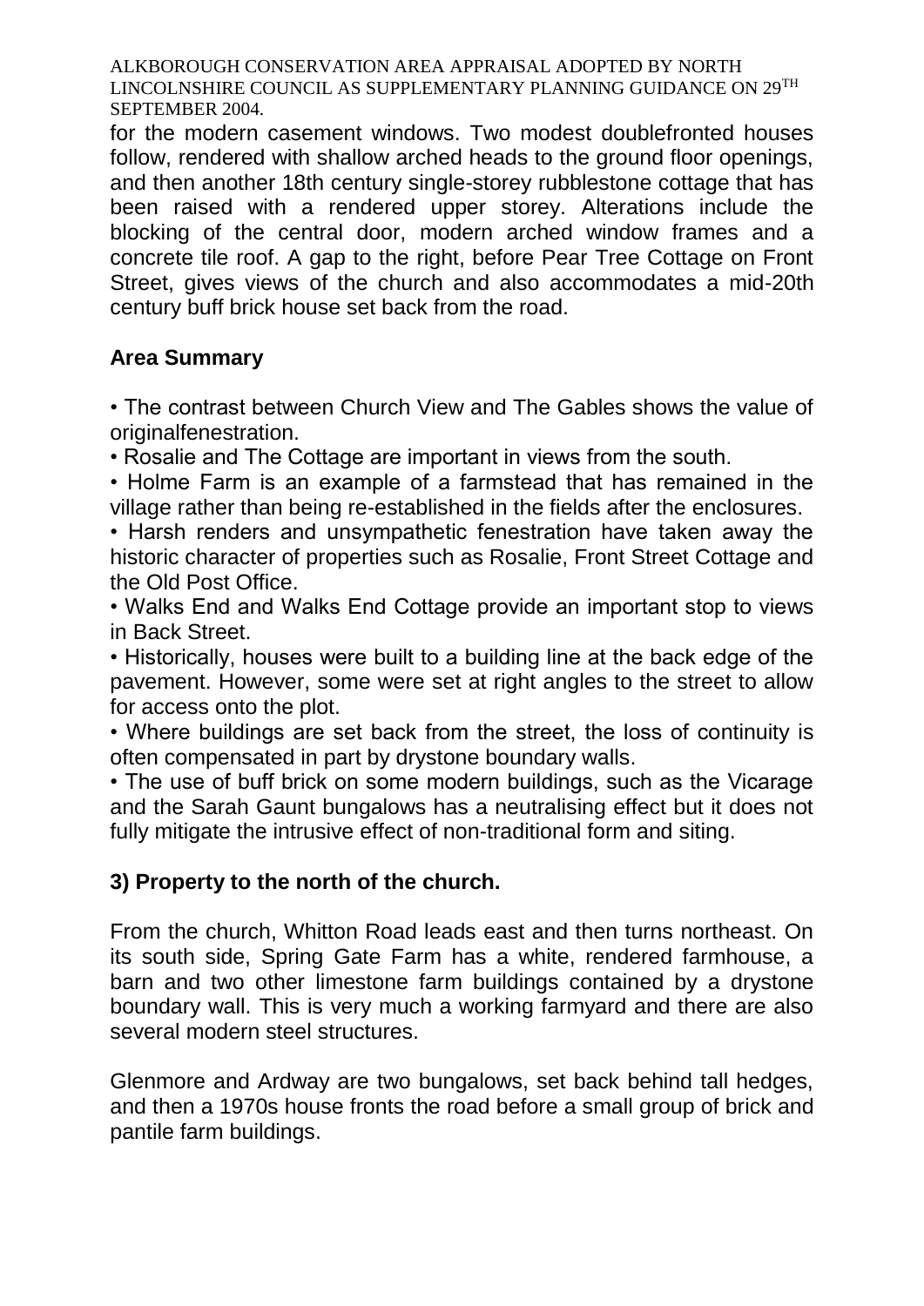for the modern casement windows. Two modest doublefronted houses follow, rendered with shallow arched heads to the ground floor openings, and then another 18th century single-storey rubblestone cottage that has been raised with a rendered upper storey. Alterations include the blocking of the central door, modern arched window frames and a concrete tile roof. A gap to the right, before Pear Tree Cottage on Front Street, gives views of the church and also accommodates a mid-20th century buff brick house set back from the road.

**Area Summary**

- The contrast between Church View and The Gables shows the value of originalfenestration.
- Rosalie and The Cottage are important in views from the south.
- Holme Farm is an example of a farmstead that has remained in the village rather than being re-established in the fields after the enclosures.
- Harsh renders and unsympathetic fenestration have taken away the historic character of properties such as Rosalie, Front Street Cottage and the Old Post Office.
- Walks End and Walks End Cottage provide an important stop to views in Back Street.
- Historically, houses were built to a building line at the back edge of the pavement. However, some were set at right angles to the street to allow for access onto the plot.
- Where buildings are set back from the street, the loss of continuity is often compensated in part by drystone boundary walls.
- The use of buff brick on some modern buildings, such as the Vicarage and the Sarah Gaunt bungalows has a neutralising effect but it does not fully mitigate the intrusive effect of non-traditional form and siting.

**3) Property to the north of the church.**

From the church, Whitton Road leads east and then turns northeast. On its south side, Spring Gate Farm has a white, rendered farmhouse, a barn and two other limestone farm buildings contained by a drystone boundary wall. This is very much a working farmyard and there are also several modern steel structures.

Glenmore and Ardway are two bungalows, set back behind tall hedges, and then a 1970s house fronts the road before a small group of brick and pantile farm buildings.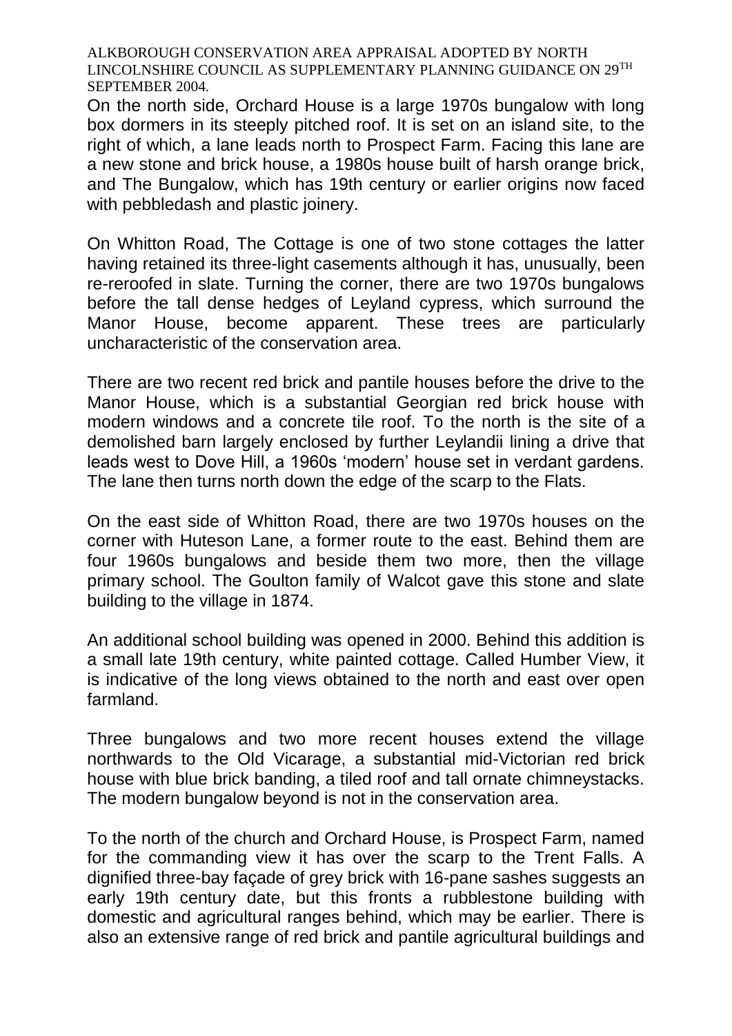On the north side, Orchard House is a large 1970s bungalow with long box dormers in its steeply pitched roof. It is set on an island site, to the right of which, a lane leads north to Prospect Farm. Facing this lane are a new stone and brick house, a 1980s house built of harsh orange brick, and The Bungalow, which has 19th century or earlier origins now faced with pebbledash and plastic joinery.

On Whitton Road, The Cottage is one of two stone cottages the latter having retained its three-light casements although it has, unusually, been re-reroofed in slate. Turning the corner, there are two 1970s bungalows before the tall dense hedges of Leyland cypress, which surround the Manor House, become apparent. These trees are particularly uncharacteristic of the conservation area.

There are two recent red brick and pantile houses before the drive to the Manor House, which is a substantial Georgian red brick house with modern windows and a concrete tile roof. To the north is the site of a demolished barn largely enclosed by further Leylandii lining a drive that leads west to Dove Hill, a 1960s 'modern' house set in verdant gardens. The lane then turns north down the edge of the scarp to the Flats.

On the east side of Whitton Road, there are two 1970s houses on the corner with Huteson Lane, a former route to the east. Behind them are four 1960s bungalows and beside them two more, then the village primary school. The Goulton family of Walcot gave this stone and slate building to the village in 1874.

An additional school building was opened in 2000. Behind this addition is a small late 19th century, white painted cottage. Called Humber View, it is indicative of the long views obtained to the north and east over open farmland.

Three bungalows and two more recent houses extend the village northwards to the Old Vicarage, a substantial mid-Victorian red brick house with blue brick banding, a tiled roof and tall ornate chimneystacks. The modern bungalow beyond is not in the conservation area.

To the north of the church and Orchard House, is Prospect Farm, named for the commanding view it has over the scarp to the Trent Falls. A dignified three-bay façade of grey brick with 16-pane sashes suggests an early 19th century date, but this fronts a rubblestone building with domestic and agricultural ranges behind, which may be earlier. There is also an extensive range of red brick and pantile agricultural buildings and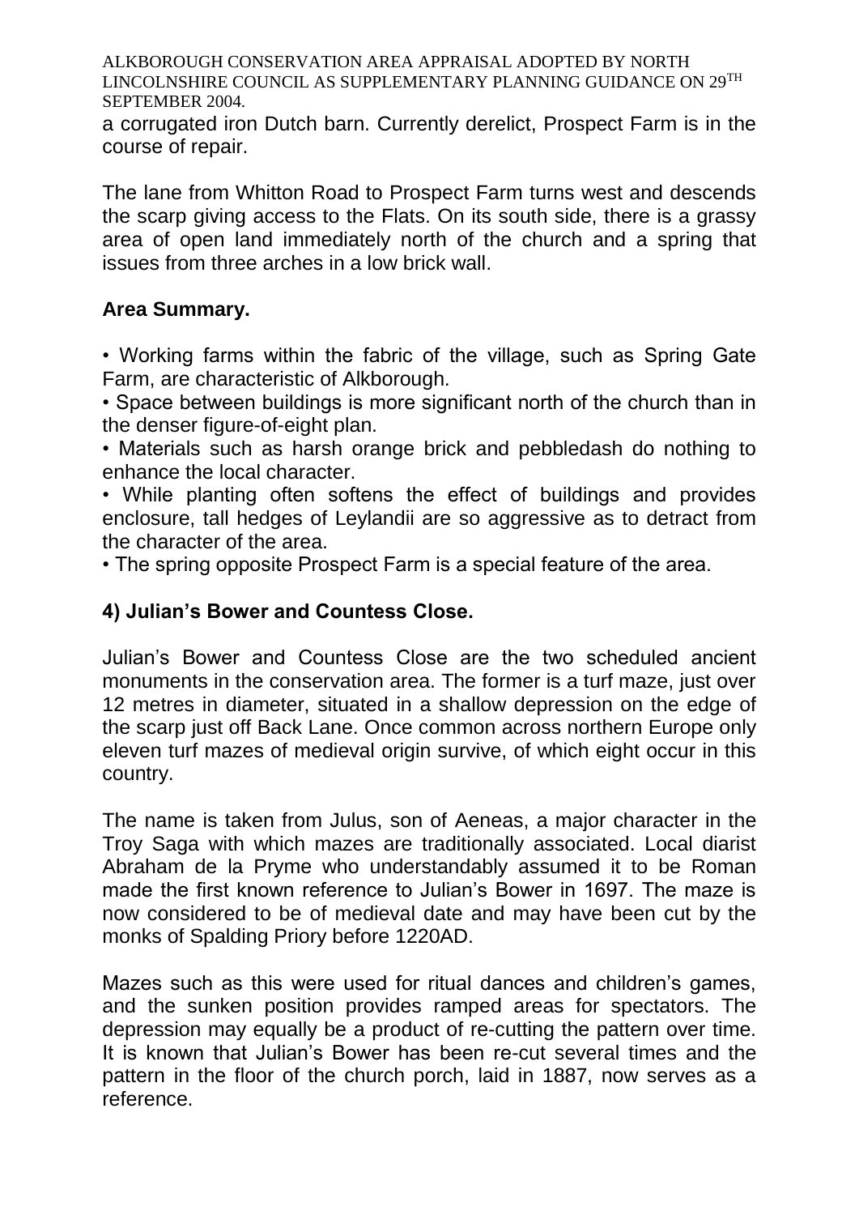a corrugated iron Dutch barn. Currently derelict, Prospect Farm is in the course of repair.

The lane from Whitton Road to Prospect Farm turns west and descends the scarp giving access to the Flats. On its south side, there is a grassy area of open land immediately north of the church and a spring that issues from three arches in a low brick wall.

**Area Summary.**

- Working farms within the fabric of the village, such as Spring Gate Farm, are characteristic of Alkborough.
- Space between buildings is more significant north of the church than in the denser figure-of-eight plan.
- Materials such as harsh orange brick and pebbledash do nothing to enhance the local character.
- While planting often softens the effect of buildings and provides enclosure, tall hedges of Leylandii are so aggressive as to detract from the character of the area.
- The spring opposite Prospect Farm is a special feature of the area.

## 4) Julian's Bower and Countess Close.

Julian's Bower and Countess Close are the two scheduled ancient monuments in the conservation area. The former is a turf maze, just over 12 metres in diameter, situated in a shallow depression on the edge of the scarp just off Back Lane. Once common across northern Europe only eleven turf mazes of medieval origin survive, of which eight occur in this country.

The name is taken from Julus, son of Aeneas, a major character in the Troy Saga with which mazes are traditionally associated. Local diarist Abraham de la Pryme who understandably assumed it to be Roman made the first known reference to Julian's Bower in 1697. The maze is now considered to be of medieval date and may have been cut by the monks of Spalding Priory before 1220AD.

Mazes such as this were used for ritual dances and children's games, and the sunken position provides ramped areas for spectators. The depression may equally be a product of re-cutting the pattern over time. It is known that Julian's Bower has been re-cut several times and the pattern in the floor of the church porch, laid in 1887, now serves as a reference.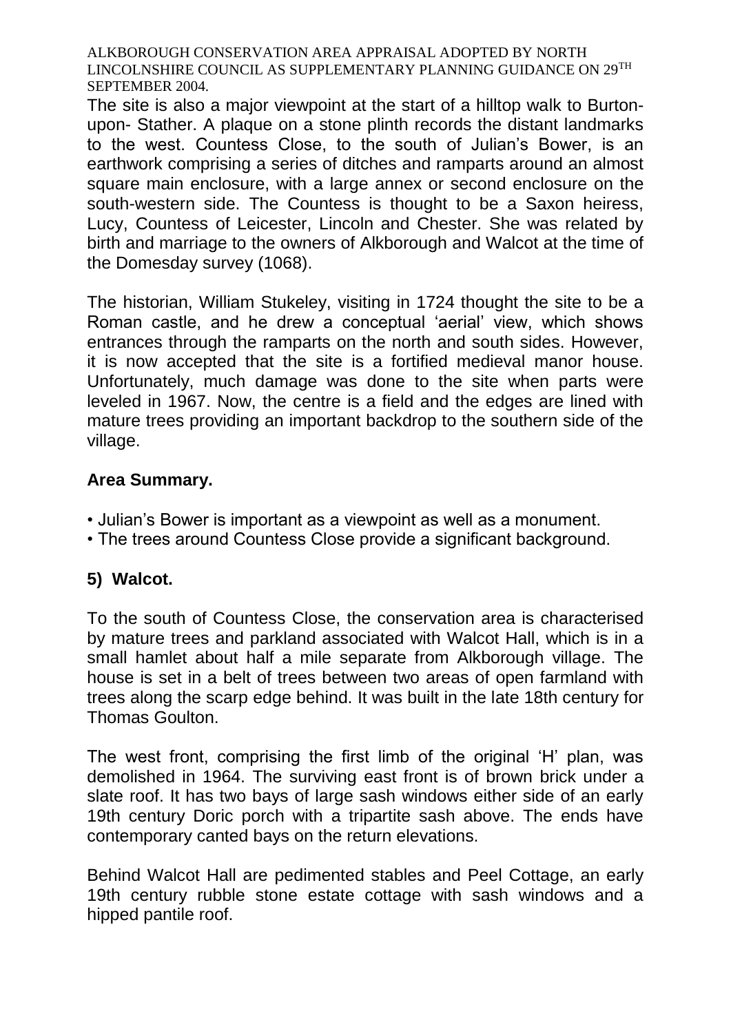The site is also a major viewpoint at the start of a hilltop walk to Burton-upon- Stather. A plaque on a stone plinth records the distant landmarks to the west. Countess Close, to the south of Julian's Bower, is an earthwork comprising a series of ditches and ramparts around an almost square main enclosure, with a large annex or second enclosure on the south-western side. The Countess is thought to be a Saxon heiress, Lucy, Countess of Leicester, Lincoln and Chester. She was related by birth and marriage to the owners of Alkborough and Walcot at the time of the Domesday survey (1068).

The historian, William Stukeley, visiting in 1724 thought the site to be a Roman castle, and he drew a conceptual 'aerial' view, which shows entrances through the ramparts on the north and south sides. However, it is now accepted that the site is a fortified medieval manor house. Unfortunately, much damage was done to the site when parts were leveled in 1967. Now, the centre is a field and the edges are lined with mature trees providing an important backdrop to the southern side of the village.

**Area Summary.**

- Julian's Bower is important as a viewpoint as well as a monument.
- The trees around Countess Close provide a significant background.

## 5) Walcot.

To the south of Countess Close, the conservation area is characterised by mature trees and parkland associated with Walcot Hall, which is in a small hamlet about half a mile separate from Alkborough village. The house is set in a belt of trees between two areas of open farmland with trees along the scarp edge behind. It was built in the late 18th century for Thomas Goulton.

The west front, comprising the first limb of the original 'H' plan, was demolished in 1964. The surviving east front is of brown brick under a slate roof. It has two bays of large sash windows either side of an early 19th century Doric porch with a tripartite sash above. The ends have contemporary canted bays on the return elevations.

Behind Walcot Hall are pedimented stables and Peel Cottage, an early 19th century rubble stone estate cottage with sash windows and a hipped pantile roof.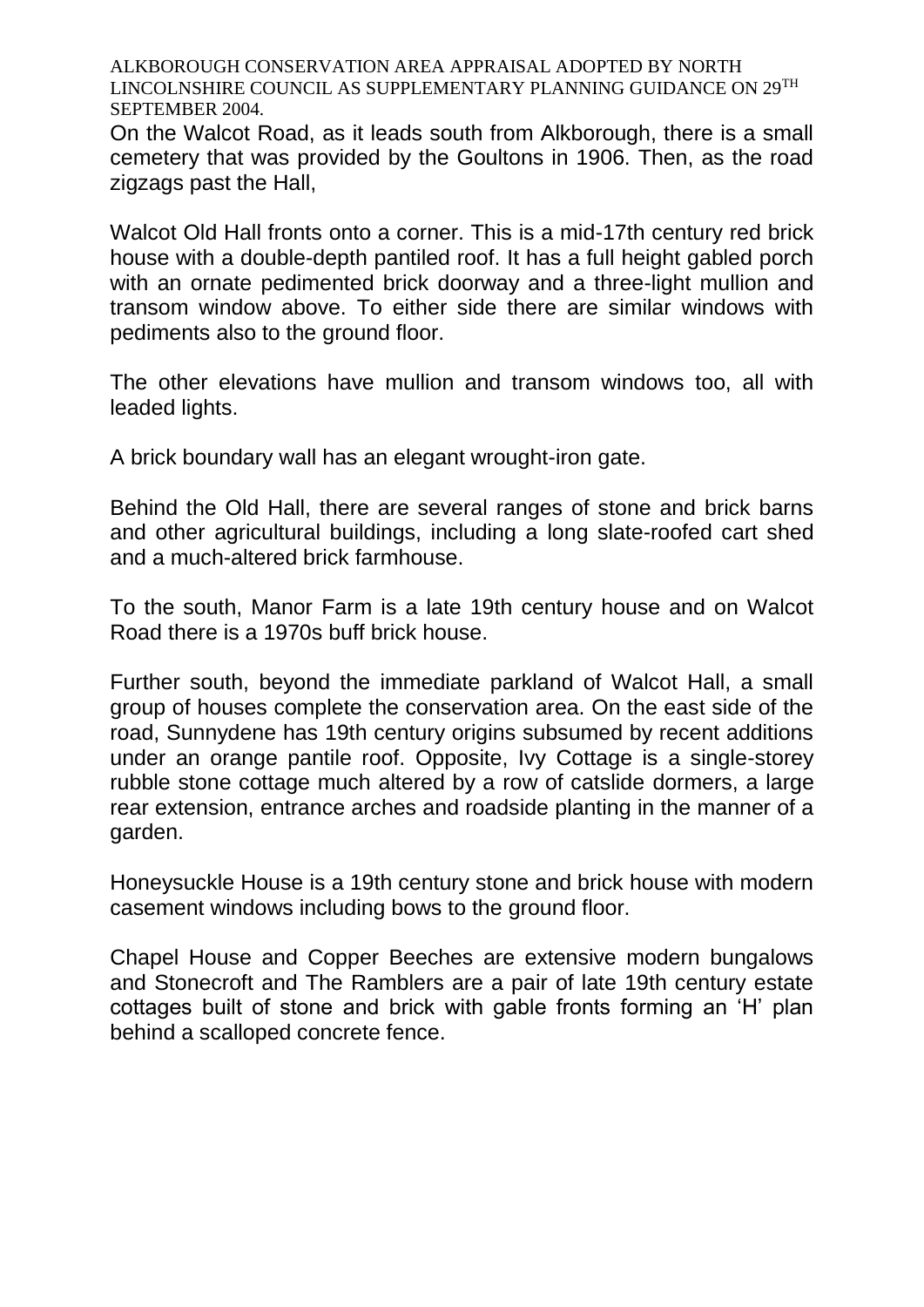On the Walcot Road, as it leads south from Alkborough, there is a small cemetery that was provided by the Goultons in 1906. Then, as the road zigzags past the Hall,

Walcot Old Hall fronts onto a corner. This is a mid-17th century red brick house with a double-depth pantiled roof. It has a full height gabled porch with an ornate pedimented brick doorway and a three-light mullion and transom window above. To either side there are similar windows with pediments also to the ground floor.

The other elevations have mullion and transom windows too, all with leaded lights.

A brick boundary wall has an elegant wrought-iron gate.

Behind the Old Hall, there are several ranges of stone and brick barns and other agricultural buildings, including a long slate-roofed cart shed and a much-altered brick farmhouse.

To the south, Manor Farm is a late 19th century house and on Walcot Road there is a 1970s buff brick house.

Further south, beyond the immediate parkland of Walcot Hall, a small group of houses complete the conservation area. On the east side of the road, Sunnydene has 19th century origins subsumed by recent additions under an orange pantile roof. Opposite, Ivy Cottage is a single-storey rubble stone cottage much altered by a row of catslide dormers, a large rear extension, entrance arches and roadside planting in the manner of a garden.

Honeysuckle House is a 19th century stone and brick house with modern casement windows including bows to the ground floor.

Chapel House and Copper Beeches are extensive modern bungalows and Stonecroft and The Ramblers are a pair of late 19th century estate cottages built of stone and brick with gable fronts forming an 'H' plan behind a scalloped concrete fence.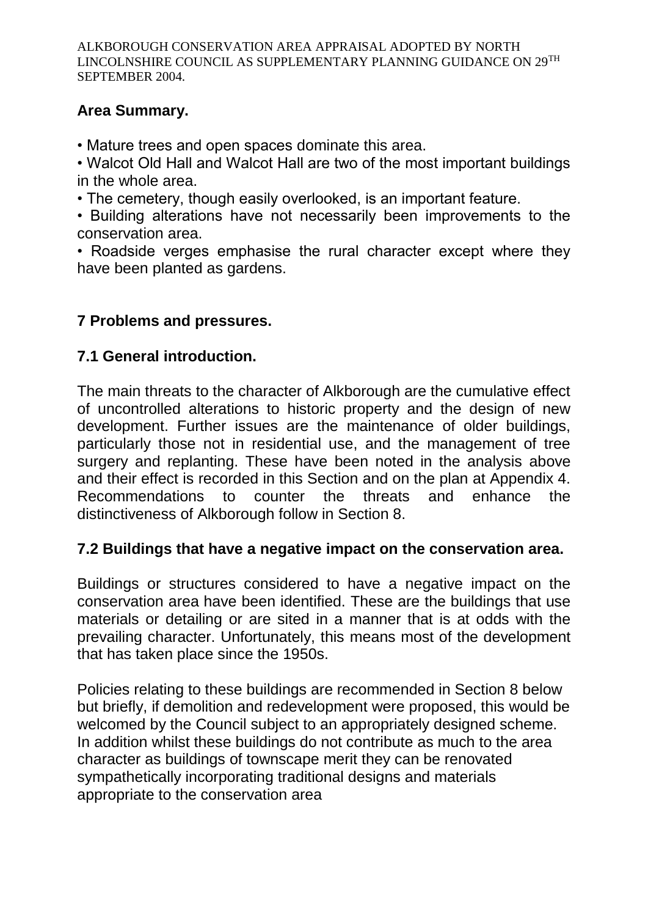**Area Summary.**

- Mature trees and open spaces dominate this area.
- Walcot Old Hall and Walcot Hall are two of the most important buildings in the whole area.
- The cemetery, though easily overlooked, is an important feature.
- Building alterations have not necessarily been improvements to the conservation area.
- Roadside verges emphasise the rural character except where they have been planted as gardens.

## 7 Problems and pressures.

### 7.1 General introduction.

The main threats to the character of Alkborough are the cumulative effect of uncontrolled alterations to historic property and the design of new development. Further issues are the maintenance of older buildings, particularly those not in residential use, and the management of tree surgery and replanting. These have been noted in the analysis above and their effect is recorded in this Section and on the plan at Appendix 4. Recommendations to counter the threats and enhance the distinctiveness of Alkborough follow in Section 8.

### 7.2 Buildings that have a negative impact on the conservation area.

Buildings or structures considered to have a negative impact on the conservation area have been identified. These are the buildings that use materials or detailing or are sited in a manner that is at odds with the prevailing character. Unfortunately, this means most of the development that has taken place since the 1950s.

Policies relating to these buildings are recommended in Section 8 below but briefly, if demolition and redevelopment were proposed, this would be welcomed by the Council subject to an appropriately designed scheme. In addition whilst these buildings do not contribute as much to the area character as buildings of townscape merit they can be renovated sympathetically incorporating traditional designs and materials appropriate to the conservation area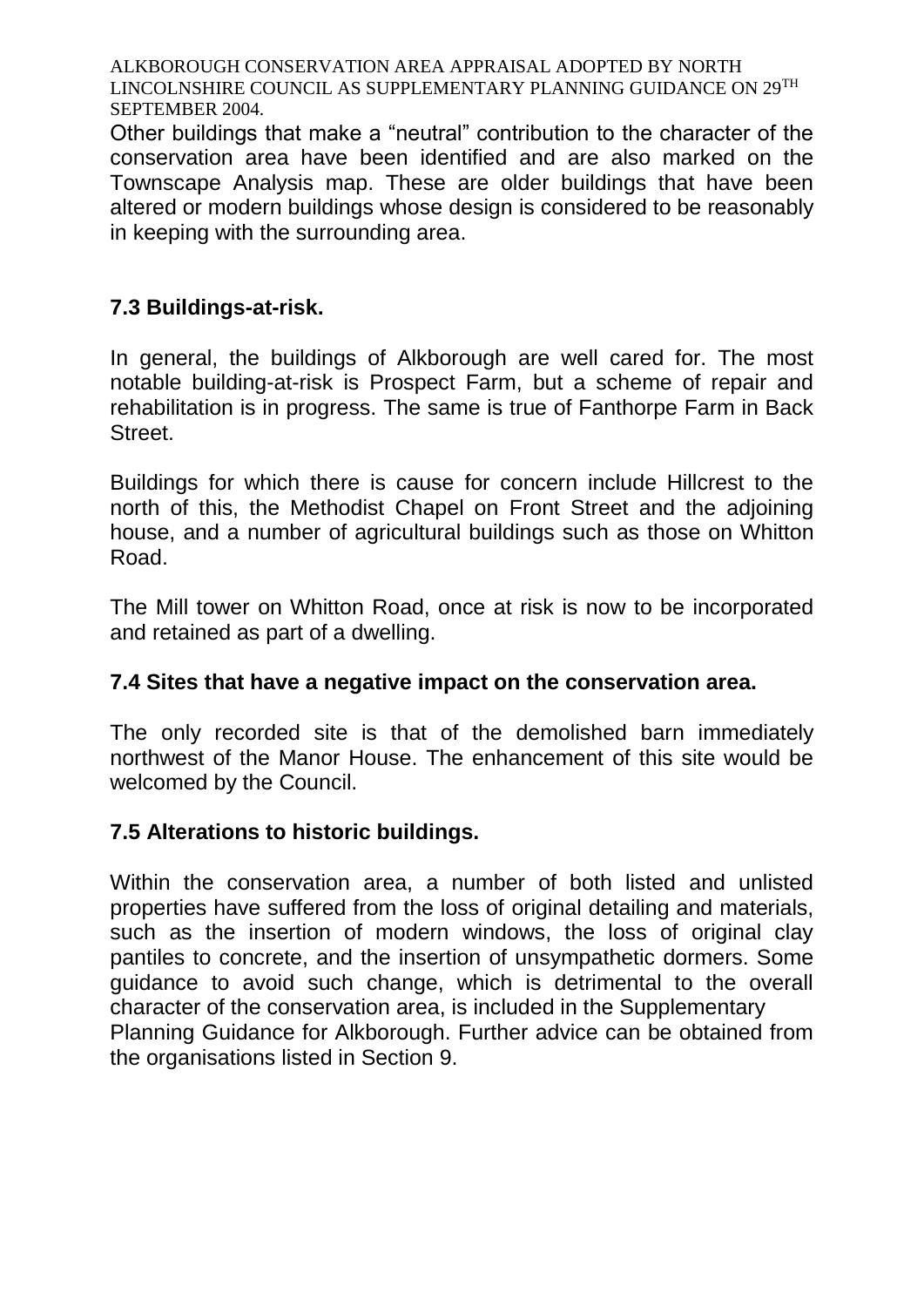Other buildings that make a “neutral” contribution to the character of the conservation area have been identified and are also marked on the Townscape Analysis map. These are older buildings that have been altered or modern buildings whose design is considered to be reasonably in keeping with the surrounding area.

### 7.3 Buildings-at-risk.

In general, the buildings of Alkborough are well cared for. The most notable building-at-risk is Prospect Farm, but a scheme of repair and rehabilitation is in progress. The same is true of Fanthorpe Farm in Back Street.

Buildings for which there is cause for concern include Hillcrest to the north of this, the Methodist Chapel on Front Street and the adjoining house, and a number of agricultural buildings such as those on Whitton Road.

The Mill tower on Whitton Road, once at risk is now to be incorporated and retained as part of a dwelling.

### 7.4 Sites that have a negative impact on the conservation area.

The only recorded site is that of the demolished barn immediately northwest of the Manor House. The enhancement of this site would be welcomed by the Council.

### 7.5 Alterations to historic buildings.

Within the conservation area, a number of both listed and unlisted properties have suffered from the loss of original detailing and materials, such as the insertion of modern windows, the loss of original clay pantiles to concrete, and the insertion of unsympathetic dormers. Some guidance to avoid such change, which is detrimental to the overall character of the conservation area, is included in the Supplementary Planning Guidance for Alkborough. Further advice can be obtained from the organisations listed in Section 9.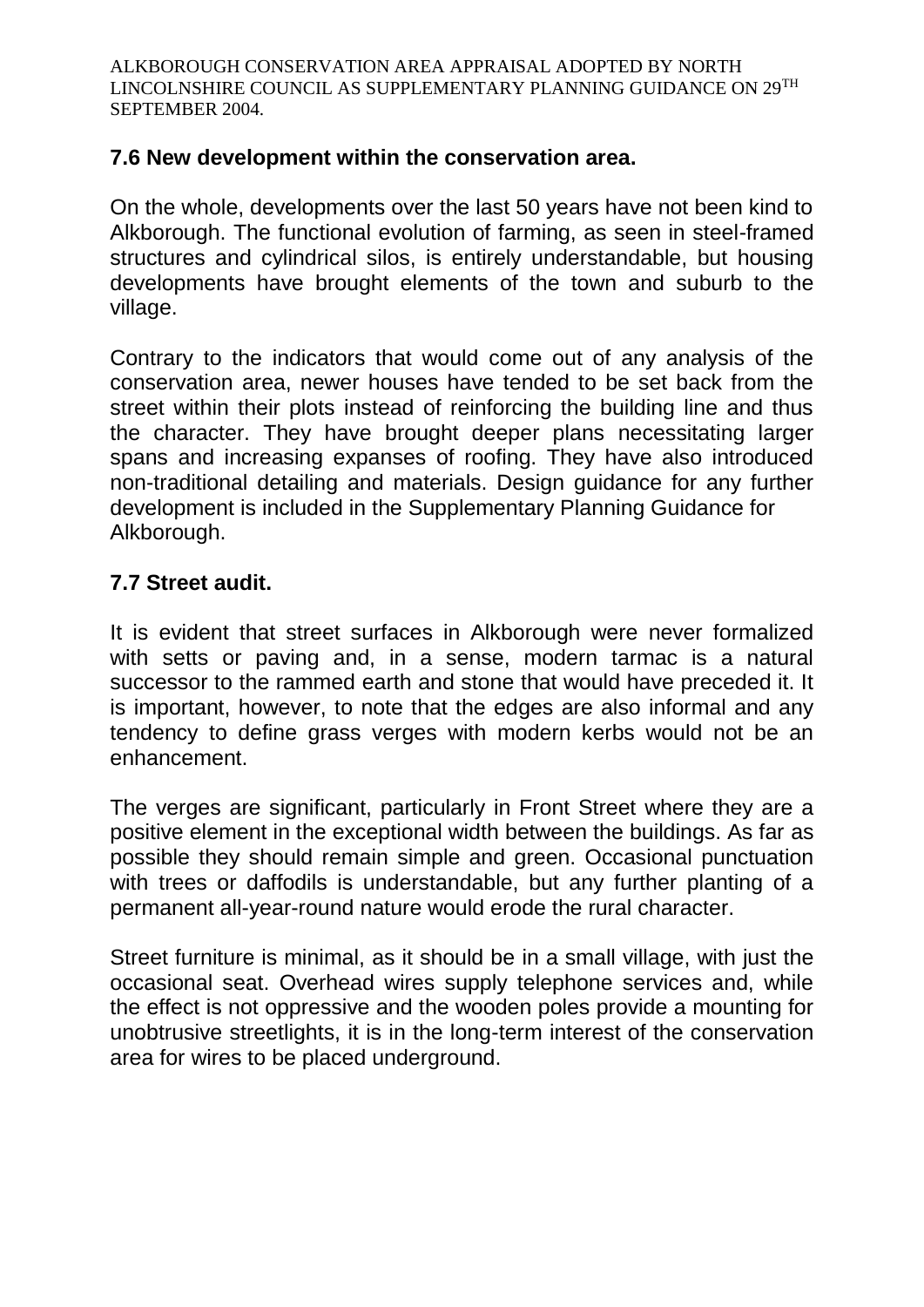## 7.6 New development within the conservation area.

On the whole, developments over the last 50 years have not been kind to Alkborough. The functional evolution of farming, as seen in steel-framed structures and cylindrical silos, is entirely understandable, but housing developments have brought elements of the town and suburb to the village.

Contrary to the indicators that would come out of any analysis of the conservation area, newer houses have tended to be set back from the street within their plots instead of reinforcing the building line and thus the character. They have brought deeper plans necessitating larger spans and increasing expanses of roofing. They have also introduced non-traditional detailing and materials. Design guidance for any further development is included in the Supplementary Planning Guidance for Alkborough.

## 7.7 Street audit.

It is evident that street surfaces in Alkborough were never formalized with setts or paving and, in a sense, modern tarmac is a natural successor to the rammed earth and stone that would have preceded it. It is important, however, to note that the edges are also informal and any tendency to define grass verges with modern kerbs would not be an enhancement.

The verges are significant, particularly in Front Street where they are a positive element in the exceptional width between the buildings. As far as possible they should remain simple and green. Occasional punctuation with trees or daffodils is understandable, but any further planting of a permanent all-year-round nature would erode the rural character.

Street furniture is minimal, as it should be in a small village, with just the occasional seat. Overhead wires supply telephone services and, while the effect is not oppressive and the wooden poles provide a mounting for unobtrusive streetlights, it is in the long-term interest of the conservation area for wires to be placed underground.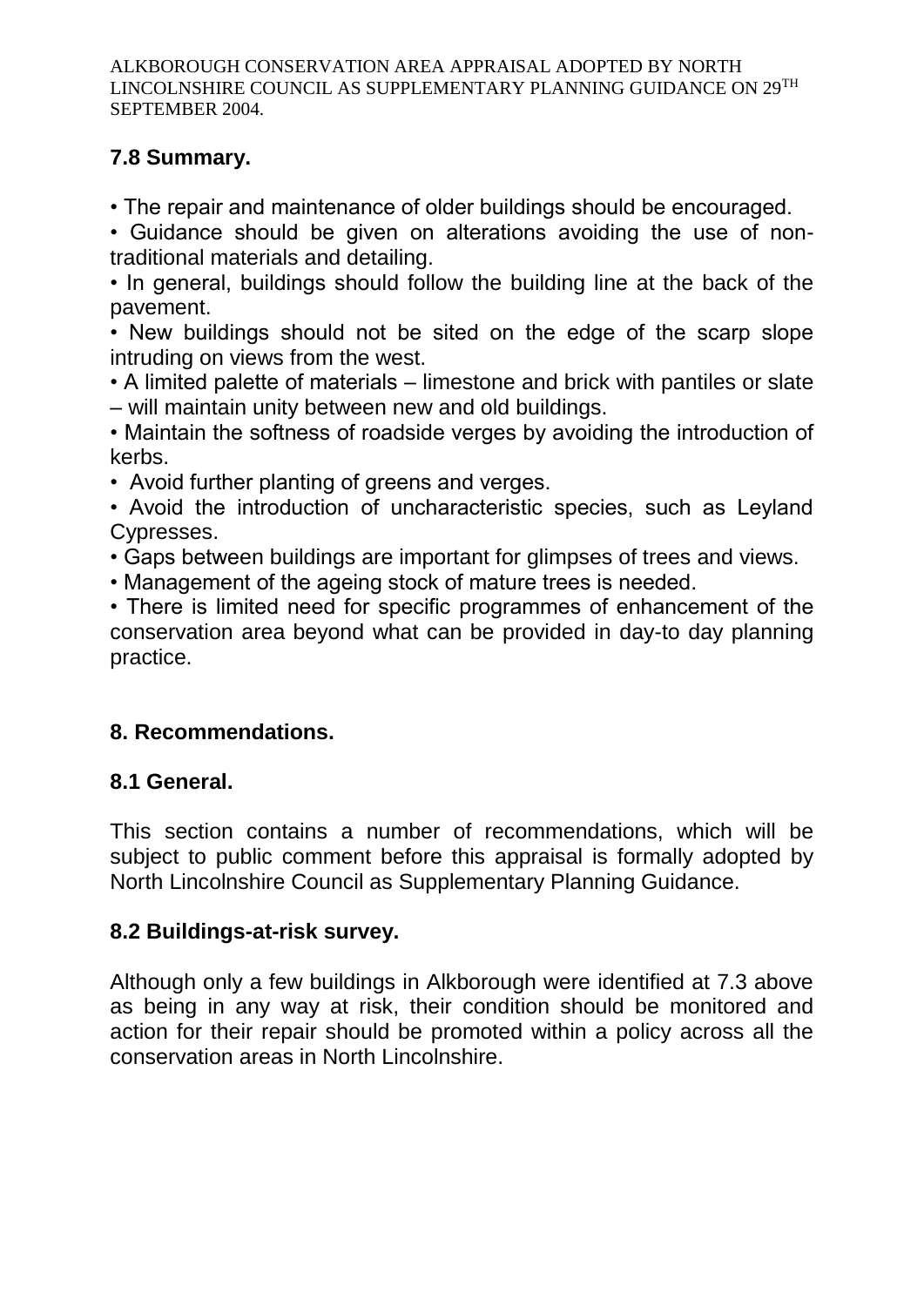## 7.8 Summary.

- The repair and maintenance of older buildings should be encouraged.
- Guidance should be given on alterations avoiding the use of non-traditional materials and detailing.
- In general, buildings should follow the building line at the back of the pavement.
- New buildings should not be sited on the edge of the scarp slope intruding on views from the west.
- A limited palette of materials – limestone and brick with pantiles or slate – will maintain unity between new and old buildings.
- Maintain the softness of roadside verges by avoiding the introduction of kerbs.
- Avoid further planting of greens and verges.
- Avoid the introduction of uncharacteristic species, such as Leyland Cypresses.
- Gaps between buildings are important for glimpses of trees and views.
- Management of the ageing stock of mature trees is needed.
- There is limited need for specific programmes of enhancement of the conservation area beyond what can be provided in day-to day planning practice.

## 8. Recommendations.

### 8.1 General.

This section contains a number of recommendations, which will be subject to public comment before this appraisal is formally adopted by North Lincolnshire Council as Supplementary Planning Guidance.

### 8.2 Buildings-at-risk survey.

Although only a few buildings in Alkborough were identified at 7.3 above as being in any way at risk, their condition should be monitored and action for their repair should be promoted within a policy across all the conservation areas in North Lincolnshire.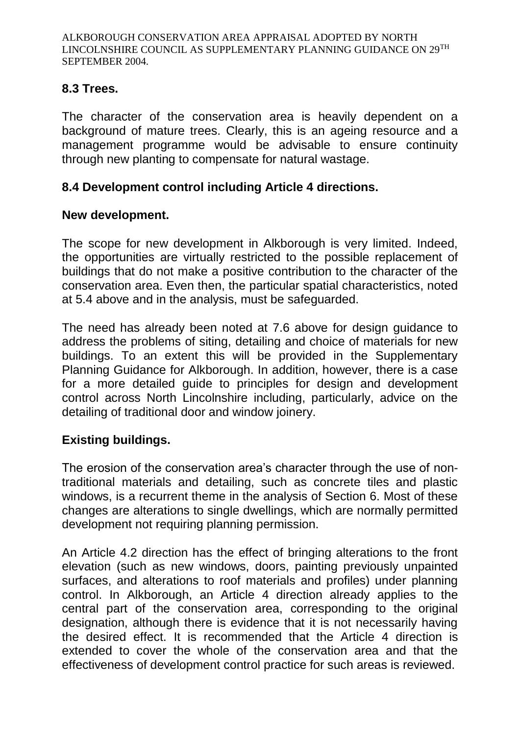## 8.3 Trees.

The character of the conservation area is heavily dependent on a background of mature trees. Clearly, this is an ageing resource and a management programme would be advisable to ensure continuity through new planting to compensate for natural wastage.

## 8.4 Development control including Article 4 directions.

### New development.

The scope for new development in Alkborough is very limited. Indeed, the opportunities are virtually restricted to the possible replacement of buildings that do not make a positive contribution to the character of the conservation area. Even then, the particular spatial characteristics, noted at 5.4 above and in the analysis, must be safeguarded.

The need has already been noted at 7.6 above for design guidance to address the problems of siting, detailing and choice of materials for new buildings. To an extent this will be provided in the Supplementary Planning Guidance for Alkborough. In addition, however, there is a case for a more detailed guide to principles for design and development control across North Lincolnshire including, particularly, advice on the detailing of traditional door and window joinery.

### Existing buildings.

The erosion of the conservation area's character through the use of non-traditional materials and detailing, such as concrete tiles and plastic windows, is a recurrent theme in the analysis of Section 6. Most of these changes are alterations to single dwellings, which are normally permitted development not requiring planning permission.

An Article 4.2 direction has the effect of bringing alterations to the front elevation (such as new windows, doors, painting previously unpainted surfaces, and alterations to roof materials and profiles) under planning control. In Alkborough, an Article 4 direction already applies to the central part of the conservation area, corresponding to the original designation, although there is evidence that it is not necessarily having the desired effect. It is recommended that the Article 4 direction is extended to cover the whole of the conservation area and that the effectiveness of development control practice for such areas is reviewed.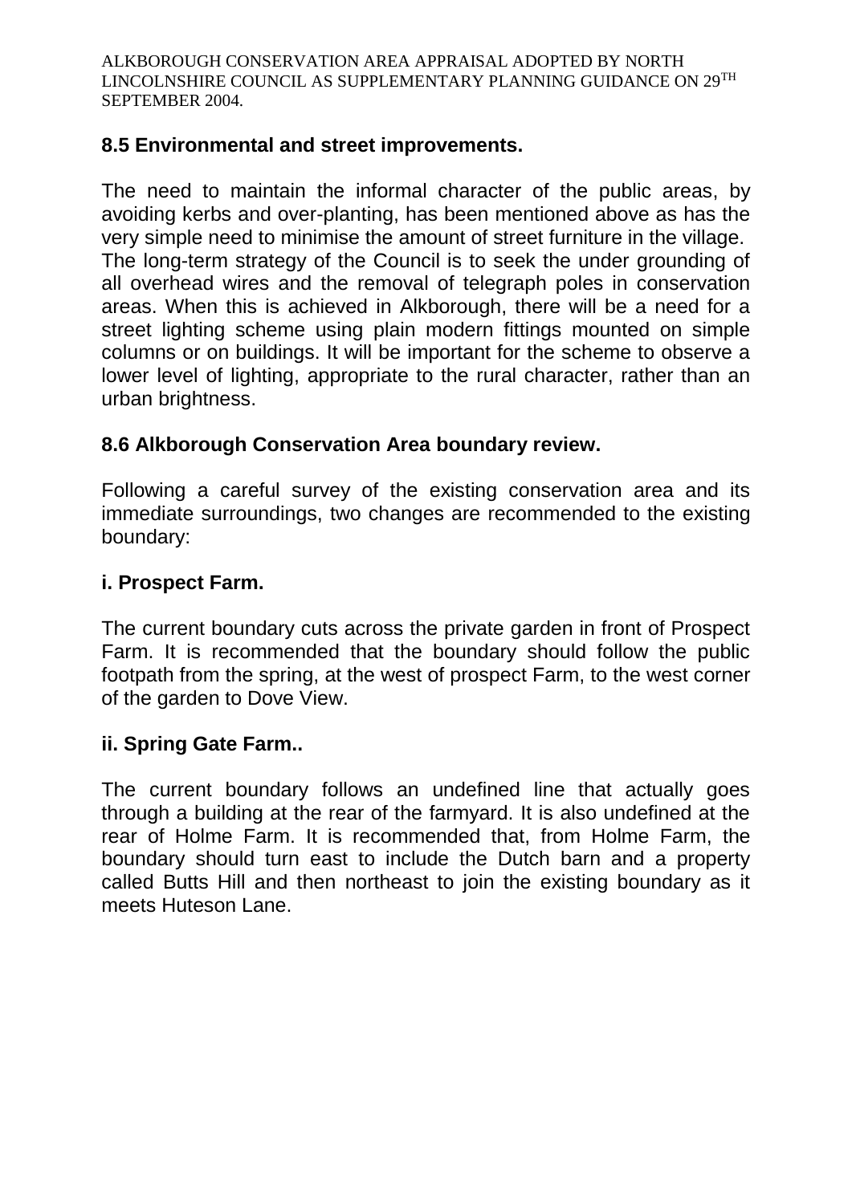## 8.5 Environmental and street improvements.

The need to maintain the informal character of the public areas, by avoiding kerbs and over-planting, has been mentioned above as has the very simple need to minimise the amount of street furniture in the village. The long-term strategy of the Council is to seek the under grounding of all overhead wires and the removal of telegraph poles in conservation areas. When this is achieved in Alkborough, there will be a need for a street lighting scheme using plain modern fittings mounted on simple columns or on buildings. It will be important for the scheme to observe a lower level of lighting, appropriate to the rural character, rather than an urban brightness.

## 8.6 Alkborough Conservation Area boundary review.

Following a careful survey of the existing conservation area and its immediate surroundings, two changes are recommended to the existing boundary:

### i. Prospect Farm.

The current boundary cuts across the private garden in front of Prospect Farm. It is recommended that the boundary should follow the public footpath from the spring, at the west of prospect Farm, to the west corner of the garden to Dove View.

### ii. Spring Gate Farm..

The current boundary follows an undefined line that actually goes through a building at the rear of the farmyard. It is also undefined at the rear of Holme Farm. It is recommended that, from Holme Farm, the boundary should turn east to include the Dutch barn and a property called Butts Hill and then northeast to join the existing boundary as it meets Huteson Lane.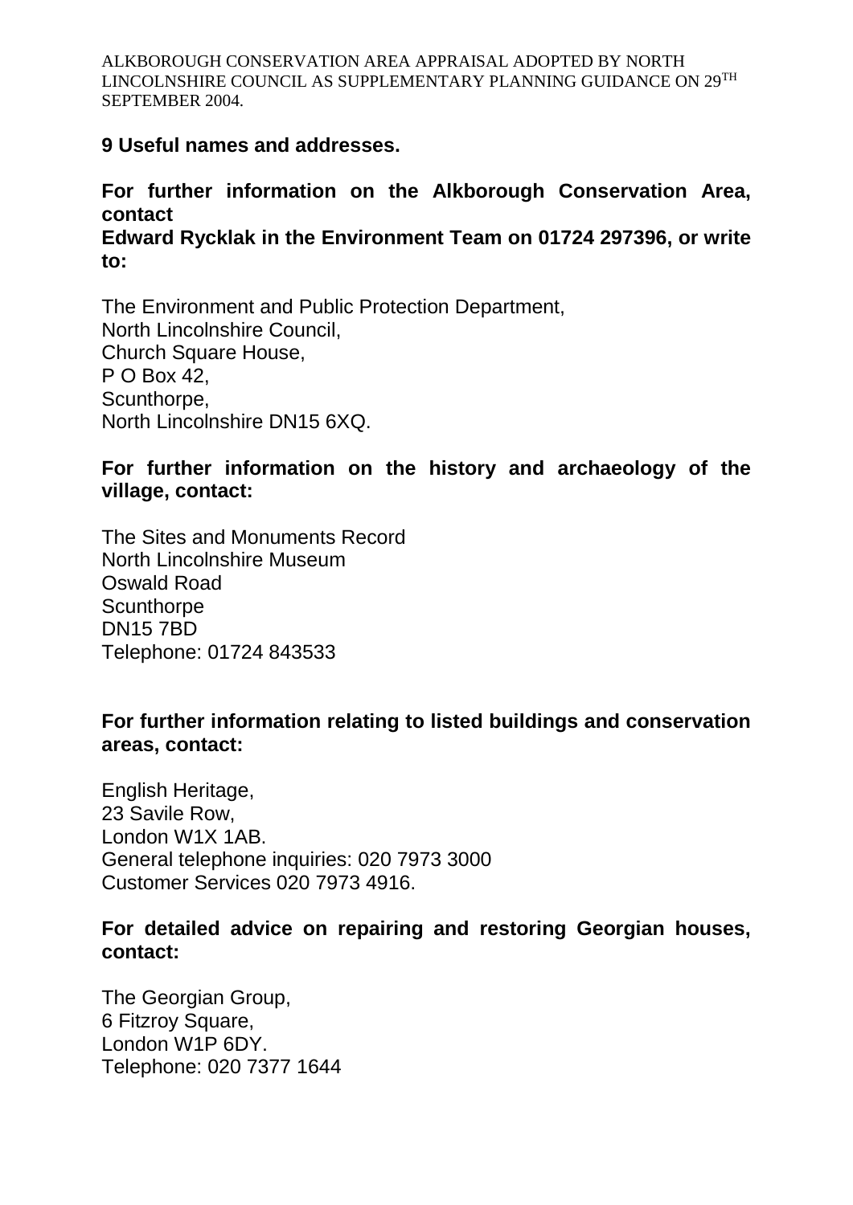## 9 Useful names and addresses.

**For further information on the Alkborough Conservation Area, contact**
**Edward Rycklak in the Environment Team on 01724 297396, or write to:**

The Environment and Public Protection Department,
North Lincolnshire Council,
Church Square House,
P O Box 42,
Scunthorpe,
North Lincolnshire DN15 6XQ.

**For further information on the history and archaeology of the village, contact:**

The Sites and Monuments Record
North Lincolnshire Museum
Oswald Road
Scunthorpe
DN15 7BD
Telephone: 01724 843533

**For further information relating to listed buildings and conservation areas, contact:**

English Heritage,
23 Savile Row,
London W1X 1AB.
General telephone inquiries: 020 7973 3000
Customer Services 020 7973 4916.

**For detailed advice on repairing and restoring Georgian houses, contact:**

The Georgian Group,
6 Fitzroy Square,
London W1P 6DY.
Telephone: 020 7377 1644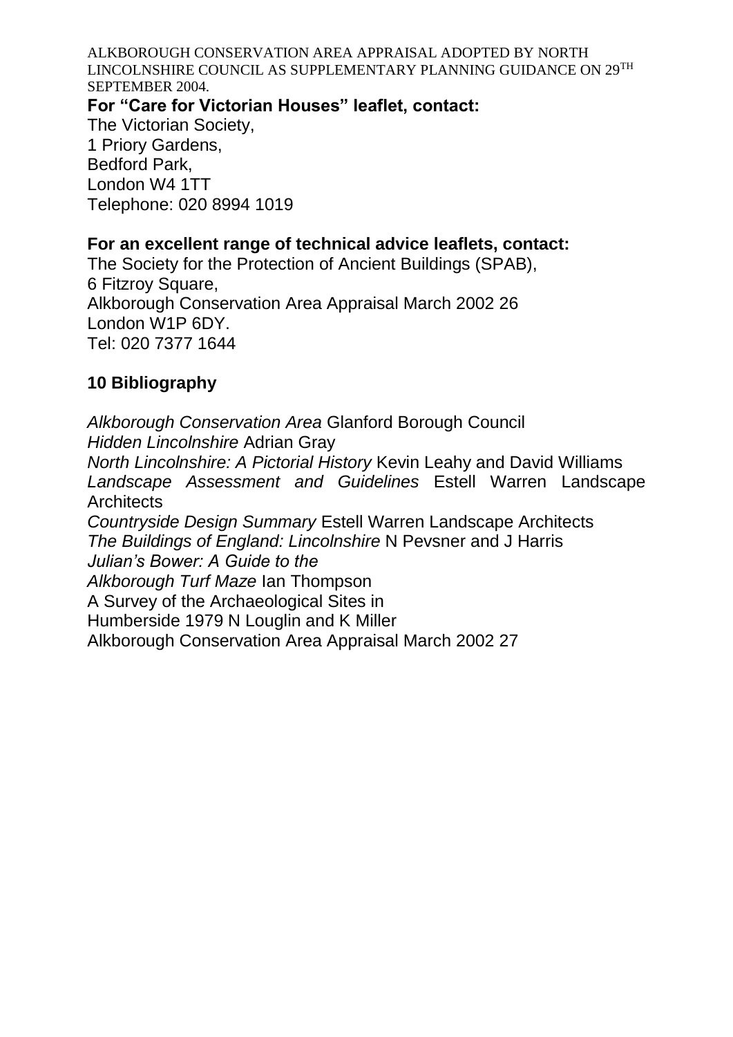**For "Care for Victorian Houses" leaflet, contact:**
The Victorian Society,
1 Priory Gardens,
Bedford Park,
London W4 1TT
Telephone: 020 8994 1019

**For an excellent range of technical advice leaflets, contact:**
The Society for the Protection of Ancient Buildings (SPAB),
6 Fitzroy Square,
London W1P 6DY.
Tel: 020 7377 1644

## 10 Bibliography

*Alkborough Conservation Area* Glanford Borough Council
*Hidden Lincolnshire* Adrian Gray
*North Lincolnshire: A Pictorial History* Kevin Leahy and David Williams
*Landscape Assessment and Guidelines* Estell Warren Landscape Architects
*Countryside Design Summary* Estell Warren Landscape Architects
*The Buildings of England: Lincolnshire* N Pevsner and J Harris
*Julian's Bower: A Guide to the Alkborough Turf Maze* Ian Thompson
A Survey of the Archaeological Sites in Humberside 1979 N Louglin and K Miller